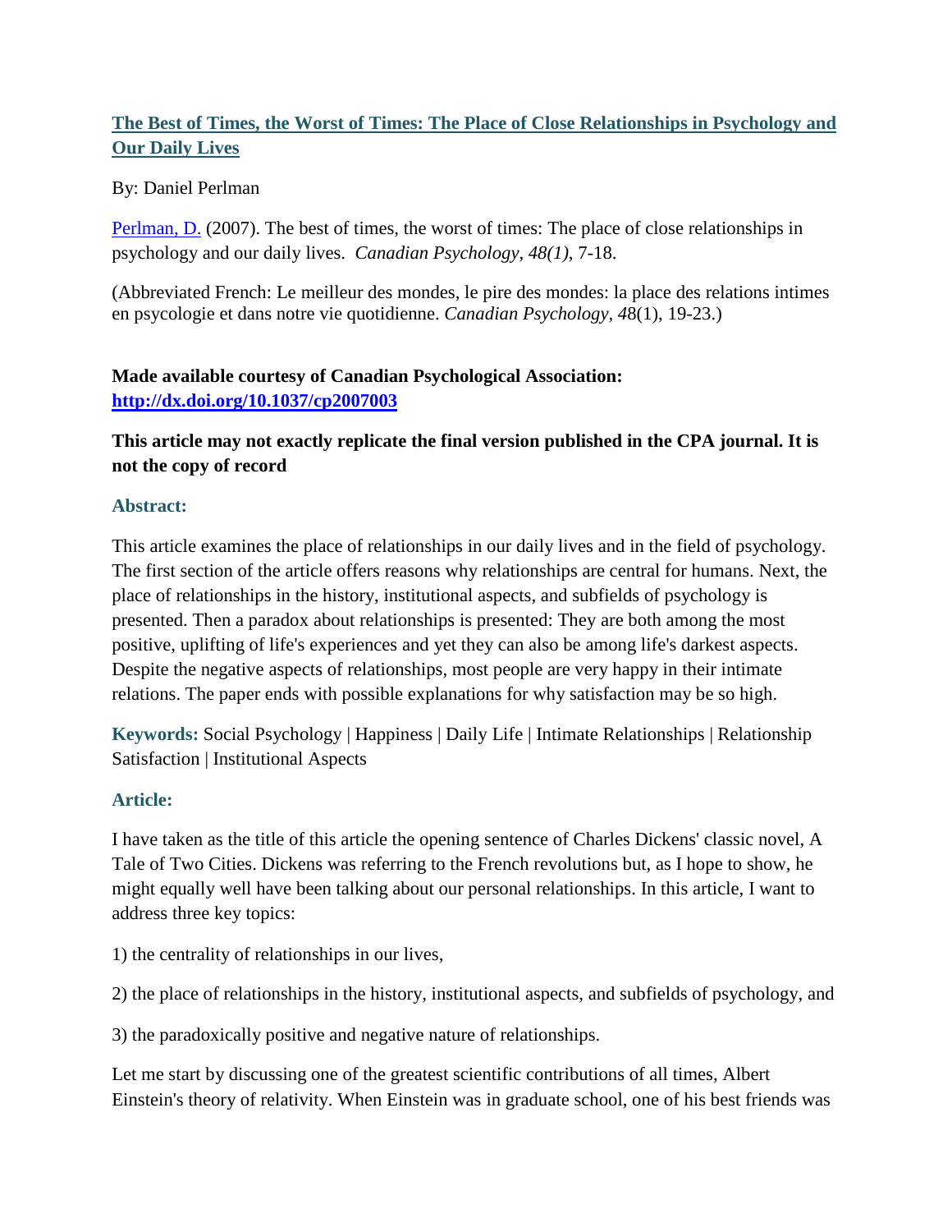# The Best of Times, the Worst of Times: The Place of Close Relationships in Psychology and Our Daily Lives

By: Daniel Perlman

Perlman, D. (2007). The best of times, the worst of times: The place of close relationships in psychology and our daily lives. *Canadian Psychology, 48(1)*, 7-18.

(Abbreviated French: Le meilleur des mondes, le pire des mondes: la place des relations intimes en psycologie et dans notre vie quotidienne. *Canadian Psychology*, *48*(1), 19-23.)

**Made available courtesy of Canadian Psychological Association:**
**http://dx.doi.org/10.1037/cp2007003**

**This article may not exactly replicate the final version published in the CPA journal. It is not the copy of record**

## Abstract:

This article examines the place of relationships in our daily lives and in the field of psychology. The first section of the article offers reasons why relationships are central for humans. Next, the place of relationships in the history, institutional aspects, and subfields of psychology is presented. Then a paradox about relationships is presented: They are both among the most positive, uplifting of life's experiences and yet they can also be among life's darkest aspects. Despite the negative aspects of relationships, most people are very happy in their intimate relations. The paper ends with possible explanations for why satisfaction may be so high.

**Keywords:** Social Psychology | Happiness | Daily Life | Intimate Relationships | Relationship Satisfaction | Institutional Aspects

## Article:

I have taken as the title of this article the opening sentence of Charles Dickens' classic novel, A Tale of Two Cities. Dickens was referring to the French revolutions but, as I hope to show, he might equally well have been talking about our personal relationships. In this article, I want to address three key topics:

1) the centrality of relationships in our lives,

2) the place of relationships in the history, institutional aspects, and subfields of psychology, and

3) the paradoxically positive and negative nature of relationships.

Let me start by discussing one of the greatest scientific contributions of all times, Albert Einstein's theory of relativity. When Einstein was in graduate school, one of his best friends was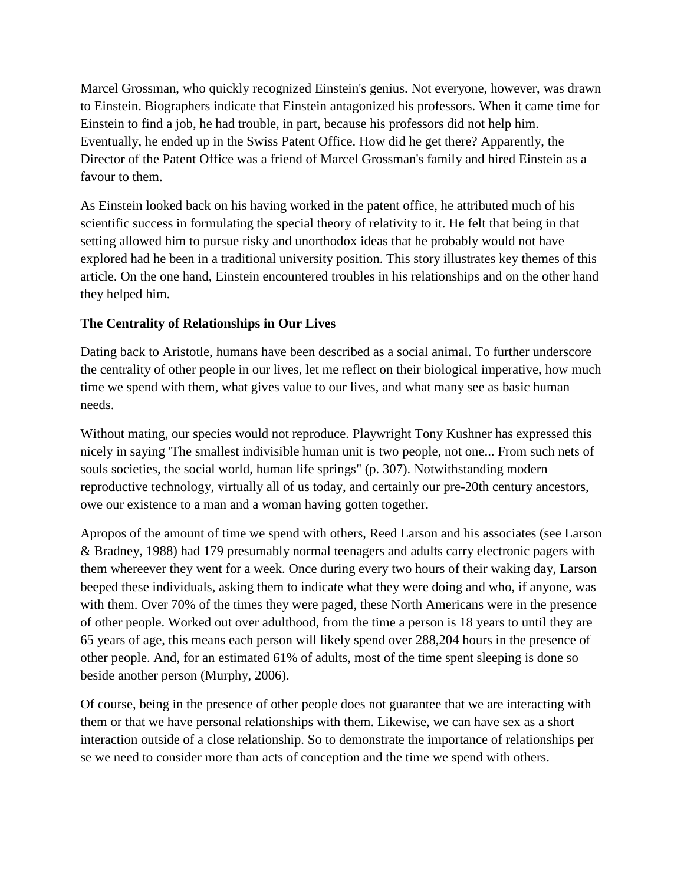Marcel Grossman, who quickly recognized Einstein's genius. Not everyone, however, was drawn to Einstein. Biographers indicate that Einstein antagonized his professors. When it came time for Einstein to find a job, he had trouble, in part, because his professors did not help him. Eventually, he ended up in the Swiss Patent Office. How did he get there? Apparently, the Director of the Patent Office was a friend of Marcel Grossman's family and hired Einstein as a favour to them.

As Einstein looked back on his having worked in the patent office, he attributed much of his scientific success in formulating the special theory of relativity to it. He felt that being in that setting allowed him to pursue risky and unorthodox ideas that he probably would not have explored had he been in a traditional university position. This story illustrates key themes of this article. On the one hand, Einstein encountered troubles in his relationships and on the other hand they helped him.

**The Centrality of Relationships in Our Lives**

Dating back to Aristotle, humans have been described as a social animal. To further underscore the centrality of other people in our lives, let me reflect on their biological imperative, how much time we spend with them, what gives value to our lives, and what many see as basic human needs.

Without mating, our species would not reproduce. Playwright Tony Kushner has expressed this nicely in saying 'The smallest indivisible human unit is two people, not one... From such nets of souls societies, the social world, human life springs" (p. 307). Notwithstanding modern reproductive technology, virtually all of us today, and certainly our pre-20th century ancestors, owe our existence to a man and a woman having gotten together.

Apropos of the amount of time we spend with others, Reed Larson and his associates (see Larson & Bradney, 1988) had 179 presumably normal teenagers and adults carry electronic pagers with them whereeever they went for a week. Once during every two hours of their waking day, Larson beeped these individuals, asking them to indicate what they were doing and who, if anyone, was with them. Over 70% of the times they were paged, these North Americans were in the presence of other people. Worked out over adulthood, from the time a person is 18 years to until they are 65 years of age, this means each person will likely spend over 288,204 hours in the presence of other people. And, for an estimated 61% of adults, most of the time spent sleeping is done so beside another person (Murphy, 2006).

Of course, being in the presence of other people does not guarantee that we are interacting with them or that we have personal relationships with them. Likewise, we can have sex as a short interaction outside of a close relationship. So to demonstrate the importance of relationships per se we need to consider more than acts of conception and the time we spend with others.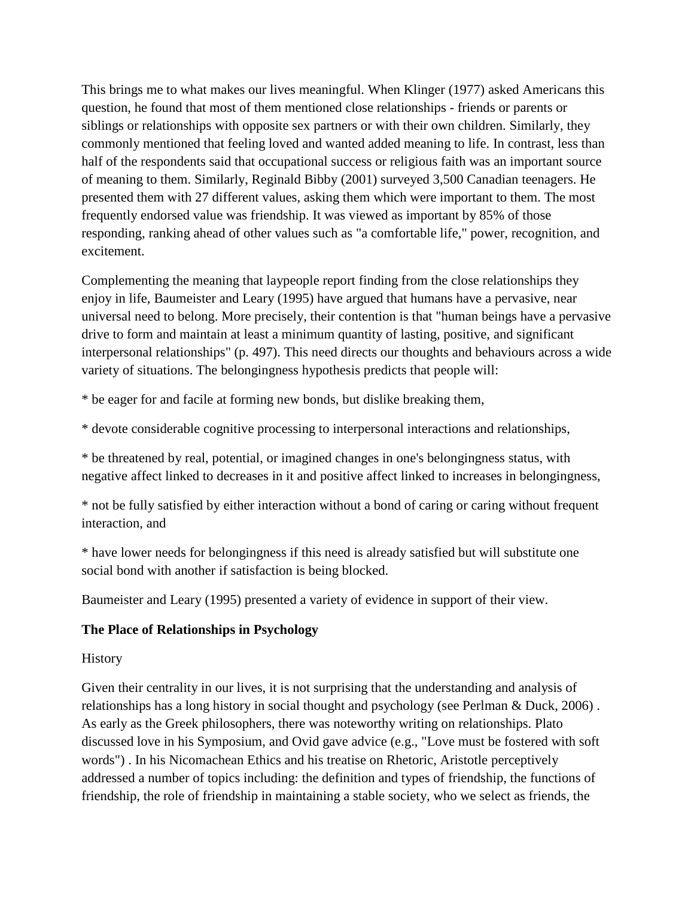This brings me to what makes our lives meaningful. When Klinger (1977) asked Americans this question, he found that most of them mentioned close relationships - friends or parents or siblings or relationships with opposite sex partners or with their own children. Similarly, they commonly mentioned that feeling loved and wanted added meaning to life. In contrast, less than half of the respondents said that occupational success or religious faith was an important source of meaning to them. Similarly, Reginald Bibby (2001) surveyed 3,500 Canadian teenagers. He presented them with 27 different values, asking them which were important to them. The most frequently endorsed value was friendship. It was viewed as important by 85% of those responding, ranking ahead of other values such as "a comfortable life," power, recognition, and excitement.

Complementing the meaning that laypeople report finding from the close relationships they enjoy in life, Baumeister and Leary (1995) have argued that humans have a pervasive, near universal need to belong. More precisely, their contention is that "human beings have a pervasive drive to form and maintain at least a minimum quantity of lasting, positive, and significant interpersonal relationships" (p. 497). This need directs our thoughts and behaviours across a wide variety of situations. The belongingness hypothesis predicts that people will:

* be eager for and facile at forming new bonds, but dislike breaking them,

* devote considerable cognitive processing to interpersonal interactions and relationships,

* be threatened by real, potential, or imagined changes in one's belongingness status, with negative affect linked to decreases in it and positive affect linked to increases in belongingness,

* not be fully satisfied by either interaction without a bond of caring or caring without frequent interaction, and

* have lower needs for belongingness if this need is already satisfied but will substitute one social bond with another if satisfaction is being blocked.

Baumeister and Leary (1995) presented a variety of evidence in support of their view.

## The Place of Relationships in Psychology

### History

Given their centrality in our lives, it is not surprising that the understanding and analysis of relationships has a long history in social thought and psychology (see Perlman & Duck, 2006) . As early as the Greek philosophers, there was noteworthy writing on relationships. Plato discussed love in his Symposium, and Ovid gave advice (e.g., "Love must be fostered with soft words") . In his Nicomachean Ethics and his treatise on Rhetoric, Aristotle perceptively addressed a number of topics including: the definition and types of friendship, the functions of friendship, the role of friendship in maintaining a stable society, who we select as friends, the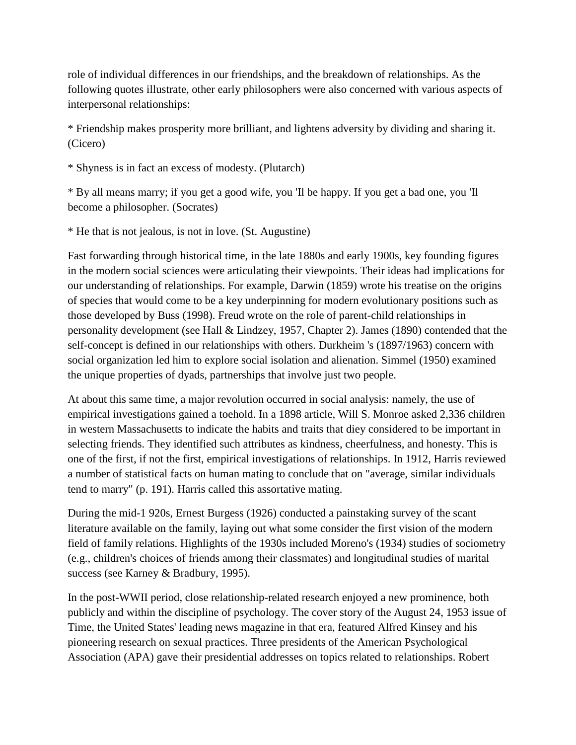role of individual differences in our friendships, and the breakdown of relationships. As the following quotes illustrate, other early philosophers were also concerned with various aspects of interpersonal relationships:

* Friendship makes prosperity more brilliant, and lightens adversity by dividing and sharing it. (Cicero)

* Shyness is in fact an excess of modesty. (Plutarch)

* By all means marry; if you get a good wife, you 'Il be happy. If you get a bad one, you 'Il become a philosopher. (Socrates)

* He that is not jealous, is not in love. (St. Augustine)

Fast forwarding through historical time, in the late 1880s and early 1900s, key founding figures in the modern social sciences were articulating their viewpoints. Their ideas had implications for our understanding of relationships. For example, Darwin (1859) wrote his treatise on the origins of species that would come to be a key underpinning for modern evolutionary positions such as those developed by Buss (1998). Freud wrote on the role of parent-child relationships in personality development (see Hall & Lindzey, 1957, Chapter 2). James (1890) contended that the self-concept is defined in our relationships with others. Durkheim 's (1897/1963) concern with social organization led him to explore social isolation and alienation. Simmel (1950) examined the unique properties of dyads, partnerships that involve just two people.

At about this same time, a major revolution occurred in social analysis: namely, the use of empirical investigations gained a toehold. In a 1898 article, Will S. Monroe asked 2,336 children in western Massachusetts to indicate the habits and traits that diey considered to be important in selecting friends. They identified such attributes as kindness, cheerfulness, and honesty. This is one of the first, if not the first, empirical investigations of relationships. In 1912, Harris reviewed a number of statistical facts on human mating to conclude that on "average, similar individuals tend to marry" (p. 191). Harris called this assortative mating.

During the mid-1 920s, Ernest Burgess (1926) conducted a painstaking survey of the scant literature available on the family, laying out what some consider the first vision of the modern field of family relations. Highlights of the 1930s included Moreno's (1934) studies of sociometry (e.g., children's choices of friends among their classmates) and longitudinal studies of marital success (see Karney & Bradbury, 1995).

In the post-WWII period, close relationship-related research enjoyed a new prominence, both publicly and within the discipline of psychology. The cover story of the August 24, 1953 issue of Time, the United States' leading news magazine in that era, featured Alfred Kinsey and his pioneering research on sexual practices. Three presidents of the American Psychological Association (APA) gave their presidential addresses on topics related to relationships. Robert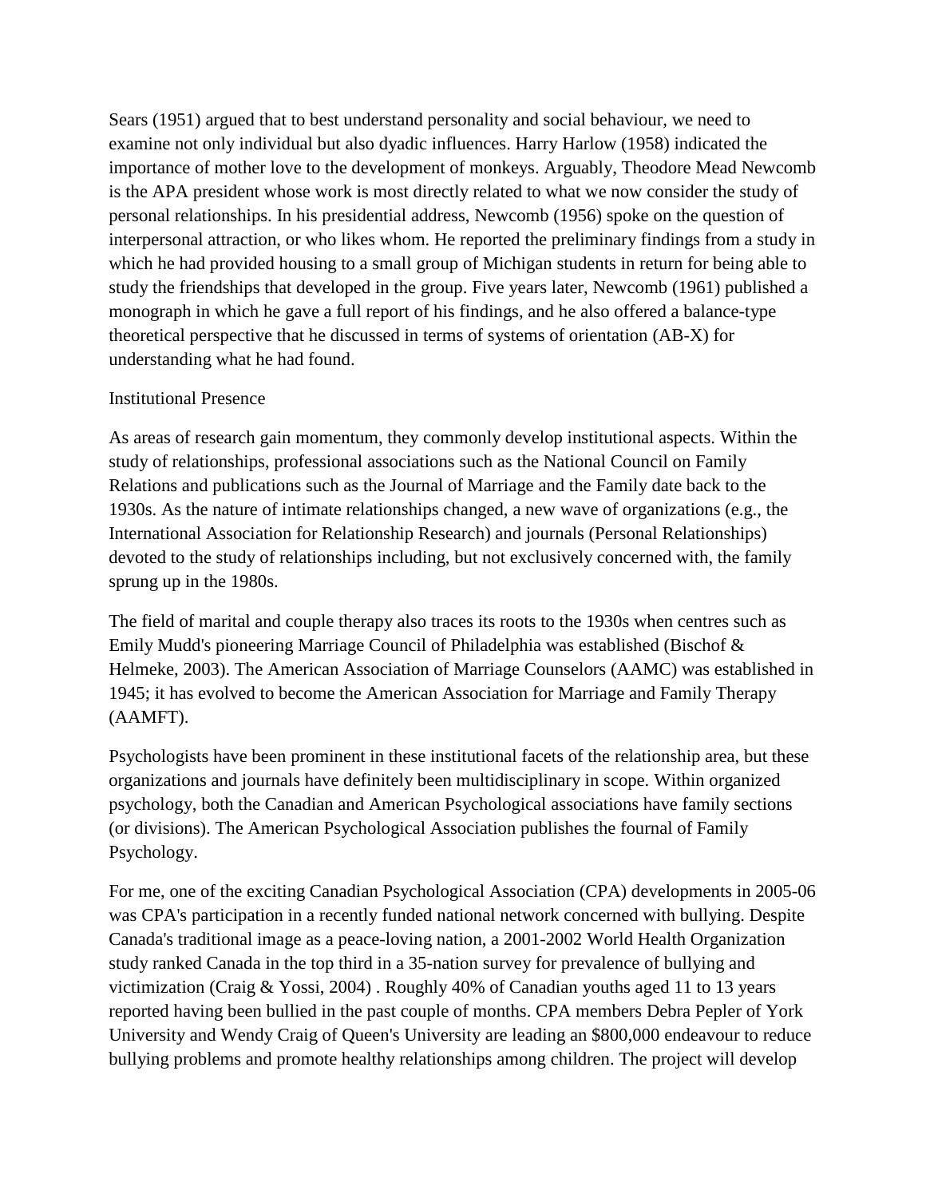Sears (1951) argued that to best understand personality and social behaviour, we need to examine not only individual but also dyadic influences. Harry Harlow (1958) indicated the importance of mother love to the development of monkeys. Arguably, Theodore Mead Newcomb is the APA president whose work is most directly related to what we now consider the study of personal relationships. In his presidential address, Newcomb (1956) spoke on the question of interpersonal attraction, or who likes whom. He reported the preliminary findings from a study in which he had provided housing to a small group of Michigan students in return for being able to study the friendships that developed in the group. Five years later, Newcomb (1961) published a monograph in which he gave a full report of his findings, and he also offered a balance-type theoretical perspective that he discussed in terms of systems of orientation (AB-X) for understanding what he had found.

## Institutional Presence

As areas of research gain momentum, they commonly develop institutional aspects. Within the study of relationships, professional associations such as the National Council on Family Relations and publications such as the Journal of Marriage and the Family date back to the 1930s. As the nature of intimate relationships changed, a new wave of organizations (e.g., the International Association for Relationship Research) and journals (Personal Relationships) devoted to the study of relationships including, but not exclusively concerned with, the family sprung up in the 1980s.

The field of marital and couple therapy also traces its roots to the 1930s when centres such as Emily Mudd's pioneering Marriage Council of Philadelphia was established (Bischof & Helmeke, 2003). The American Association of Marriage Counselors (AAMC) was established in 1945; it has evolved to become the American Association for Marriage and Family Therapy (AAMFT).

Psychologists have been prominent in these institutional facets of the relationship area, but these organizations and journals have definitely been multidisciplinary in scope. Within organized psychology, both the Canadian and American Psychological associations have family sections (or divisions). The American Psychological Association publishes the fournal of Family Psychology.

For me, one of the exciting Canadian Psychological Association (CPA) developments in 2005-06 was CPA's participation in a recently funded national network concerned with bullying. Despite Canada's traditional image as a peace-loving nation, a 2001-2002 World Health Organization study ranked Canada in the top third in a 35-nation survey for prevalence of bullying and victimization (Craig & Yossi, 2004) . Roughly 40% of Canadian youths aged 11 to 13 years reported having been bullied in the past couple of months. CPA members Debra Pepler of York University and Wendy Craig of Queen's University are leading an $800,000 endeavour to reduce bullying problems and promote healthy relationships among children. The project will develop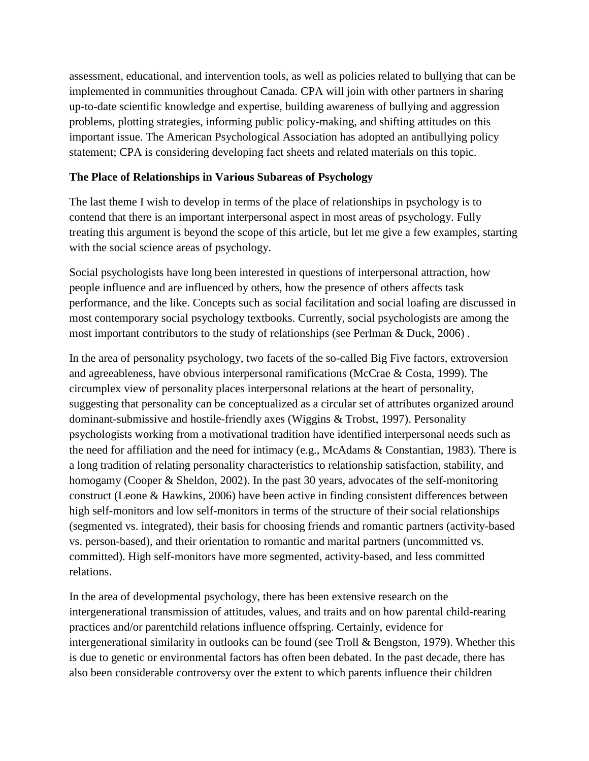assessment, educational, and intervention tools, as well as policies related to bullying that can be implemented in communities throughout Canada. CPA will join with other partners in sharing up-to-date scientific knowledge and expertise, building awareness of bullying and aggression problems, plotting strategies, informing public policy-making, and shifting attitudes on this important issue. The American Psychological Association has adopted an antibullying policy statement; CPA is considering developing fact sheets and related materials on this topic.

**The Place of Relationships in Various Subareas of Psychology**

The last theme I wish to develop in terms of the place of relationships in psychology is to contend that there is an important interpersonal aspect in most areas of psychology. Fully treating this argument is beyond the scope of this article, but let me give a few examples, starting with the social science areas of psychology.

Social psychologists have long been interested in questions of interpersonal attraction, how people influence and are influenced by others, how the presence of others affects task performance, and the like. Concepts such as social facilitation and social loafing are discussed in most contemporary social psychology textbooks. Currently, social psychologists are among the most important contributors to the study of relationships (see Perlman & Duck, 2006) .

In the area of personality psychology, two facets of the so-called Big Five factors, extroversion and agreeableness, have obvious interpersonal ramifications (McCrae & Costa, 1999). The circumplex view of personality places interpersonal relations at the heart of personality, suggesting that personality can be conceptualized as a circular set of attributes organized around dominant-submissive and hostile-friendly axes (Wiggins & Trobst, 1997). Personality psychologists working from a motivational tradition have identified interpersonal needs such as the need for affiliation and the need for intimacy (e.g., McAdams & Constantian, 1983). There is a long tradition of relating personality characteristics to relationship satisfaction, stability, and homogamy (Cooper & Sheldon, 2002). In the past 30 years, advocates of the self-monitoring construct (Leone & Hawkins, 2006) have been active in finding consistent differences between high self-monitors and low self-monitors in terms of the structure of their social relationships (segmented vs. integrated), their basis for choosing friends and romantic partners (activity-based vs. person-based), and their orientation to romantic and marital partners (uncommitted vs. committed). High self-monitors have more segmented, activity-based, and less committed relations.

In the area of developmental psychology, there has been extensive research on the intergenerational transmission of attitudes, values, and traits and on how parental child-rearing practices and/or parentchild relations influence offspring. Certainly, evidence for intergenerational similarity in outlooks can be found (see Troll & Bengston, 1979). Whether this is due to genetic or environmental factors has often been debated. In the past decade, there has also been considerable controversy over the extent to which parents influence their children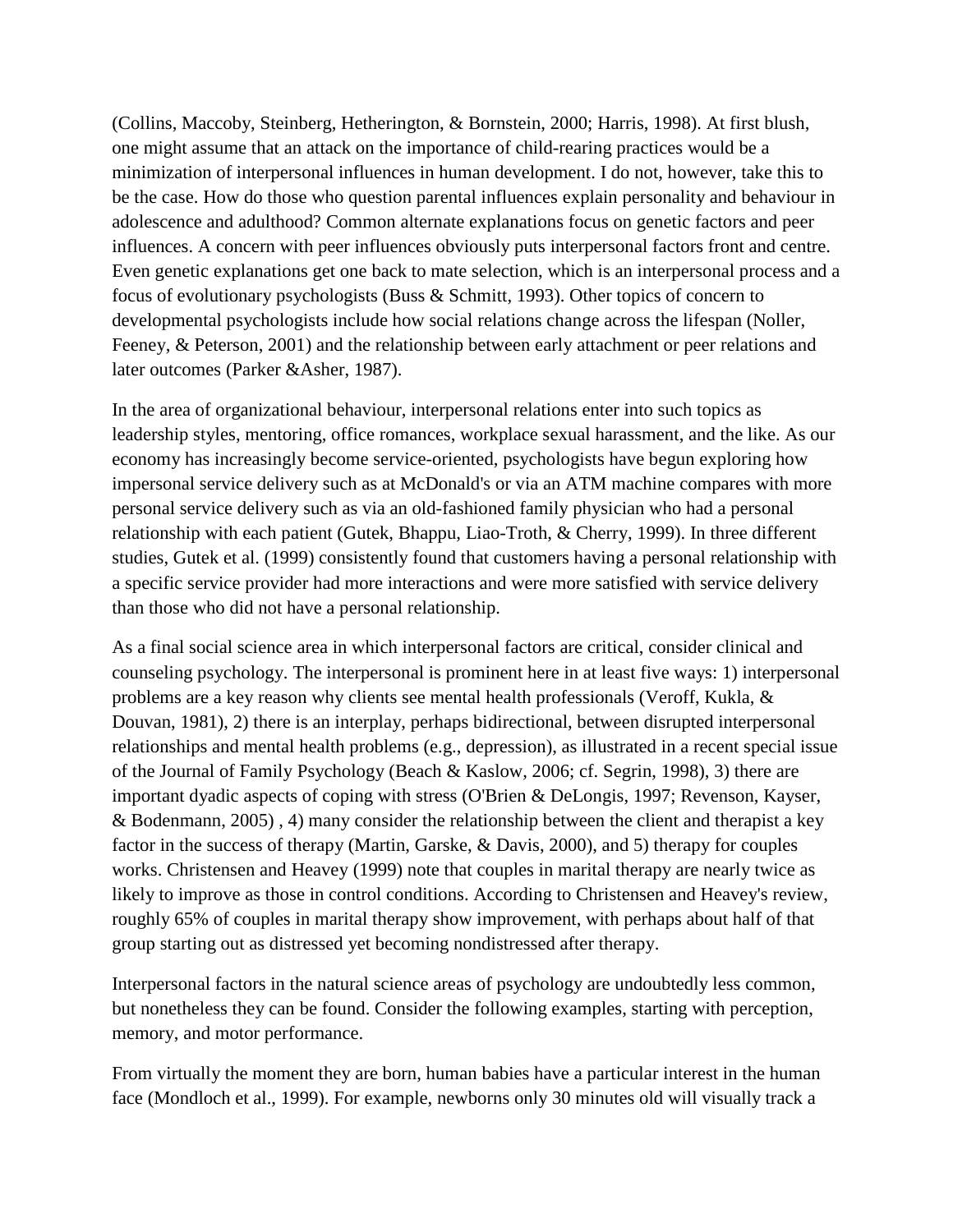(Collins, Maccoby, Steinberg, Hetherington, & Bornstein, 2000; Harris, 1998). At first blush, one might assume that an attack on the importance of child-rearing practices would be a minimization of interpersonal influences in human development. I do not, however, take this to be the case. How do those who question parental influences explain personality and behaviour in adolescence and adulthood? Common alternate explanations focus on genetic factors and peer influences. A concern with peer influences obviously puts interpersonal factors front and centre. Even genetic explanations get one back to mate selection, which is an interpersonal process and a focus of evolutionary psychologists (Buss & Schmitt, 1993). Other topics of concern to developmental psychologists include how social relations change across the lifespan (Noller, Feeney, & Peterson, 2001) and the relationship between early attachment or peer relations and later outcomes (Parker &Asher, 1987).

In the area of organizational behaviour, interpersonal relations enter into such topics as leadership styles, mentoring, office romances, workplace sexual harassment, and the like. As our economy has increasingly become service-oriented, psychologists have begun exploring how impersonal service delivery such as at McDonald's or via an ATM machine compares with more personal service delivery such as via an old-fashioned family physician who had a personal relationship with each patient (Gutek, Bhappu, Liao-Troth, & Cherry, 1999). In three different studies, Gutek et al. (1999) consistently found that customers having a personal relationship with a specific service provider had more interactions and were more satisfied with service delivery than those who did not have a personal relationship.

As a final social science area in which interpersonal factors are critical, consider clinical and counseling psychology. The interpersonal is prominent here in at least five ways: 1) interpersonal problems are a key reason why clients see mental health professionals (Veroff, Kukla, & Douvan, 1981), 2) there is an interplay, perhaps bidirectional, between disrupted interpersonal relationships and mental health problems (e.g., depression), as illustrated in a recent special issue of the Journal of Family Psychology (Beach & Kaslow, 2006; cf. Segrin, 1998), 3) there are important dyadic aspects of coping with stress (O'Brien & DeLongis, 1997; Revenson, Kayser, & Bodenmann, 2005) , 4) many consider the relationship between the client and therapist a key factor in the success of therapy (Martin, Garske, & Davis, 2000), and 5) therapy for couples works. Christensen and Heavey (1999) note that couples in marital therapy are nearly twice as likely to improve as those in control conditions. According to Christensen and Heavey's review, roughly 65% of couples in marital therapy show improvement, with perhaps about half of that group starting out as distressed yet becoming nondistressed after therapy.

Interpersonal factors in the natural science areas of psychology are undoubtedly less common, but nonetheless they can be found. Consider the following examples, starting with perception, memory, and motor performance.

From virtually the moment they are born, human babies have a particular interest in the human face (Mondloch et al., 1999). For example, newborns only 30 minutes old will visually track a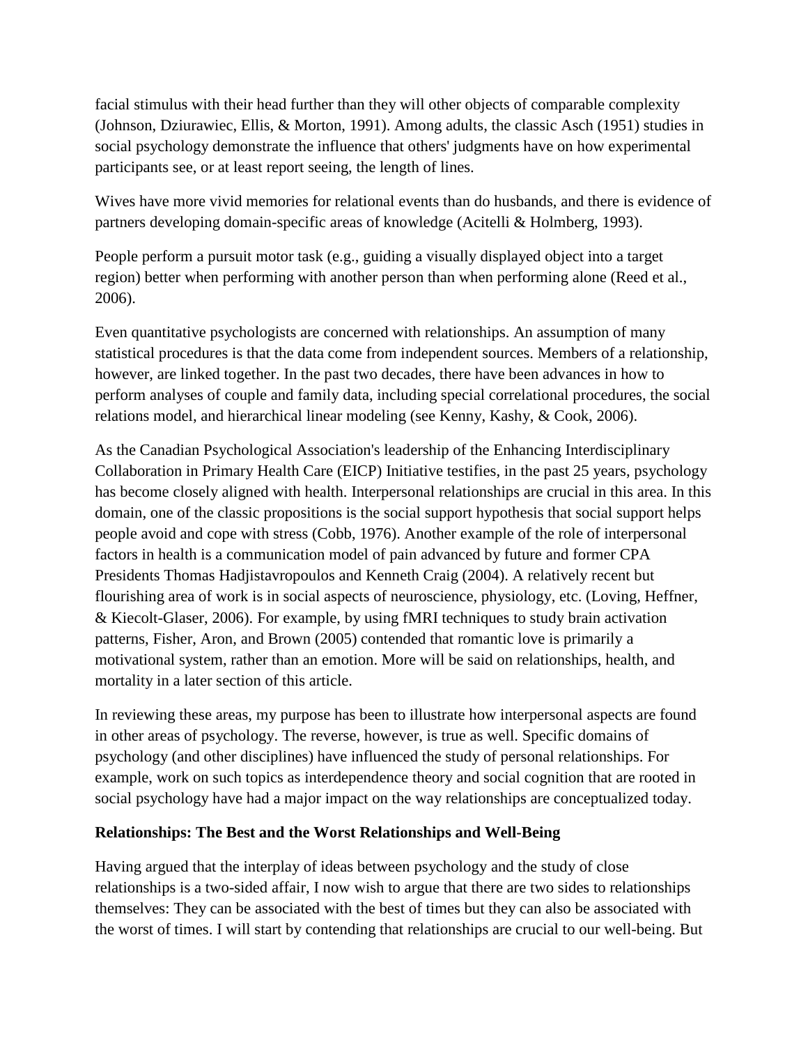facial stimulus with their head further than they will other objects of comparable complexity (Johnson, Dziurawiec, Ellis, & Morton, 1991). Among adults, the classic Asch (1951) studies in social psychology demonstrate the influence that others' judgments have on how experimental participants see, or at least report seeing, the length of lines.

Wives have more vivid memories for relational events than do husbands, and there is evidence of partners developing domain-specific areas of knowledge (Acitelli & Holmberg, 1993).

People perform a pursuit motor task (e.g., guiding a visually displayed object into a target region) better when performing with another person than when performing alone (Reed et al., 2006).

Even quantitative psychologists are concerned with relationships. An assumption of many statistical procedures is that the data come from independent sources. Members of a relationship, however, are linked together. In the past two decades, there have been advances in how to perform analyses of couple and family data, including special correlational procedures, the social relations model, and hierarchical linear modeling (see Kenny, Kashy, & Cook, 2006).

As the Canadian Psychological Association's leadership of the Enhancing Interdisciplinary Collaboration in Primary Health Care (EICP) Initiative testifies, in the past 25 years, psychology has become closely aligned with health. Interpersonal relationships are crucial in this area. In this domain, one of the classic propositions is the social support hypothesis that social support helps people avoid and cope with stress (Cobb, 1976). Another example of the role of interpersonal factors in health is a communication model of pain advanced by future and former CPA Presidents Thomas Hadjistavropoulos and Kenneth Craig (2004). A relatively recent but flourishing area of work is in social aspects of neuroscience, physiology, etc. (Loving, Heffner, & Kiecolt-Glaser, 2006). For example, by using fMRI techniques to study brain activation patterns, Fisher, Aron, and Brown (2005) contended that romantic love is primarily a motivational system, rather than an emotion. More will be said on relationships, health, and mortality in a later section of this article.

In reviewing these areas, my purpose has been to illustrate how interpersonal aspects are found in other areas of psychology. The reverse, however, is true as well. Specific domains of psychology (and other disciplines) have influenced the study of personal relationships. For example, work on such topics as interdependence theory and social cognition that are rooted in social psychology have had a major impact on the way relationships are conceptualized today.

**Relationships: The Best and the Worst Relationships and Well-Being**

Having argued that the interplay of ideas between psychology and the study of close relationships is a two-sided affair, I now wish to argue that there are two sides to relationships themselves: They can be associated with the best of times but they can also be associated with the worst of times. I will start by contending that relationships are crucial to our well-being. But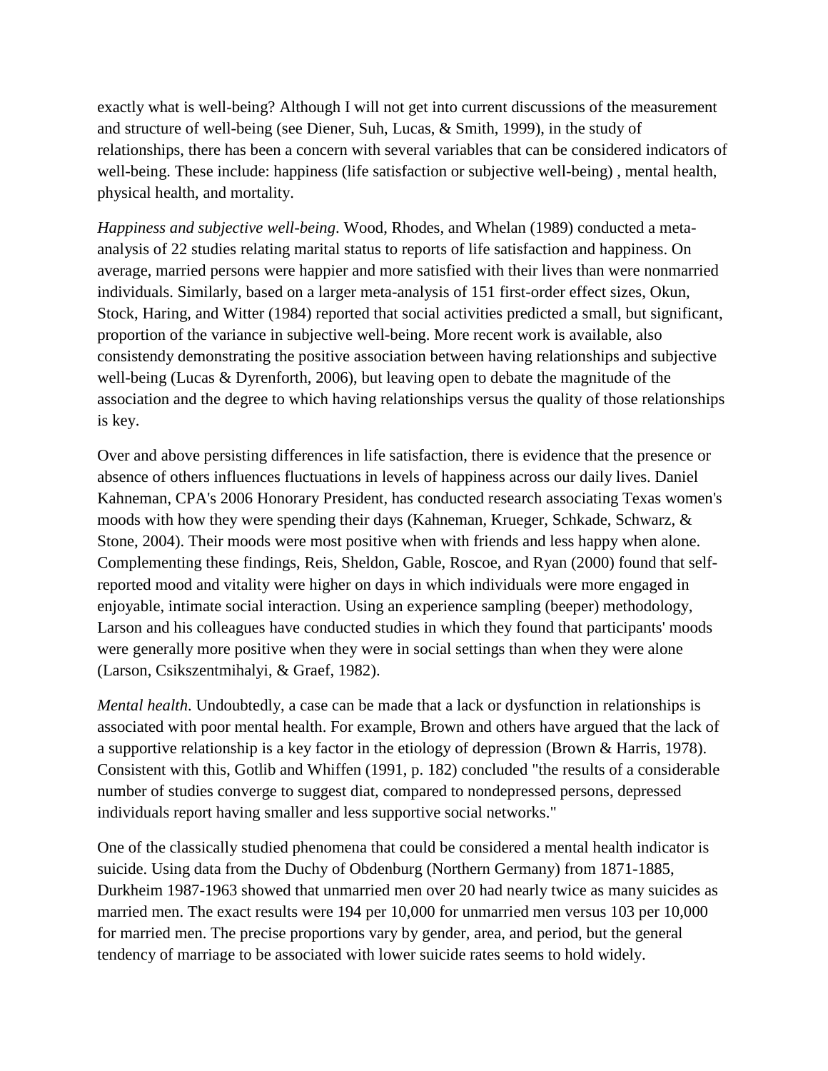exactly what is well-being? Although I will not get into current discussions of the measurement and structure of well-being (see Diener, Suh, Lucas, & Smith, 1999), in the study of relationships, there has been a concern with several variables that can be considered indicators of well-being. These include: happiness (life satisfaction or subjective well-being) , mental health, physical health, and mortality.

*Happiness and subjective well-being*. Wood, Rhodes, and Whelan (1989) conducted a meta-analysis of 22 studies relating marital status to reports of life satisfaction and happiness. On average, married persons were happier and more satisfied with their lives than were nonmarried individuals. Similarly, based on a larger meta-analysis of 151 first-order effect sizes, Okun, Stock, Haring, and Witter (1984) reported that social activities predicted a small, but significant, proportion of the variance in subjective well-being. More recent work is available, also consistendy demonstrating the positive association between having relationships and subjective well-being (Lucas & Dyrenforth, 2006), but leaving open to debate the magnitude of the association and the degree to which having relationships versus the quality of those relationships is key.

Over and above persisting differences in life satisfaction, there is evidence that the presence or absence of others influences fluctuations in levels of happiness across our daily lives. Daniel Kahneman, CPA's 2006 Honorary President, has conducted research associating Texas women's moods with how they were spending their days (Kahneman, Krueger, Schkade, Schwarz, & Stone, 2004). Their moods were most positive when with friends and less happy when alone. Complementing these findings, Reis, Sheldon, Gable, Roscoe, and Ryan (2000) found that self-reported mood and vitality were higher on days in which individuals were more engaged in enjoyable, intimate social interaction. Using an experience sampling (beeper) methodology, Larson and his colleagues have conducted studies in which they found that participants' moods were generally more positive when they were in social settings than when they were alone (Larson, Csikszentmihalyi, & Graef, 1982).

*Mental health*. Undoubtedly, a case can be made that a lack or dysfunction in relationships is associated with poor mental health. For example, Brown and others have argued that the lack of a supportive relationship is a key factor in the etiology of depression (Brown & Harris, 1978). Consistent with this, Gotlib and Whiffen (1991, p. 182) concluded "the results of a considerable number of studies converge to suggest diat, compared to nondepressed persons, depressed individuals report having smaller and less supportive social networks."

One of the classically studied phenomena that could be considered a mental health indicator is suicide. Using data from the Duchy of Obdenburg (Northern Germany) from 1871-1885, Durkheim 1987-1963 showed that unmarried men over 20 had nearly twice as many suicides as married men. The exact results were 194 per 10,000 for unmarried men versus 103 per 10,000 for married men. The precise proportions vary by gender, area, and period, but the general tendency of marriage to be associated with lower suicide rates seems to hold widely.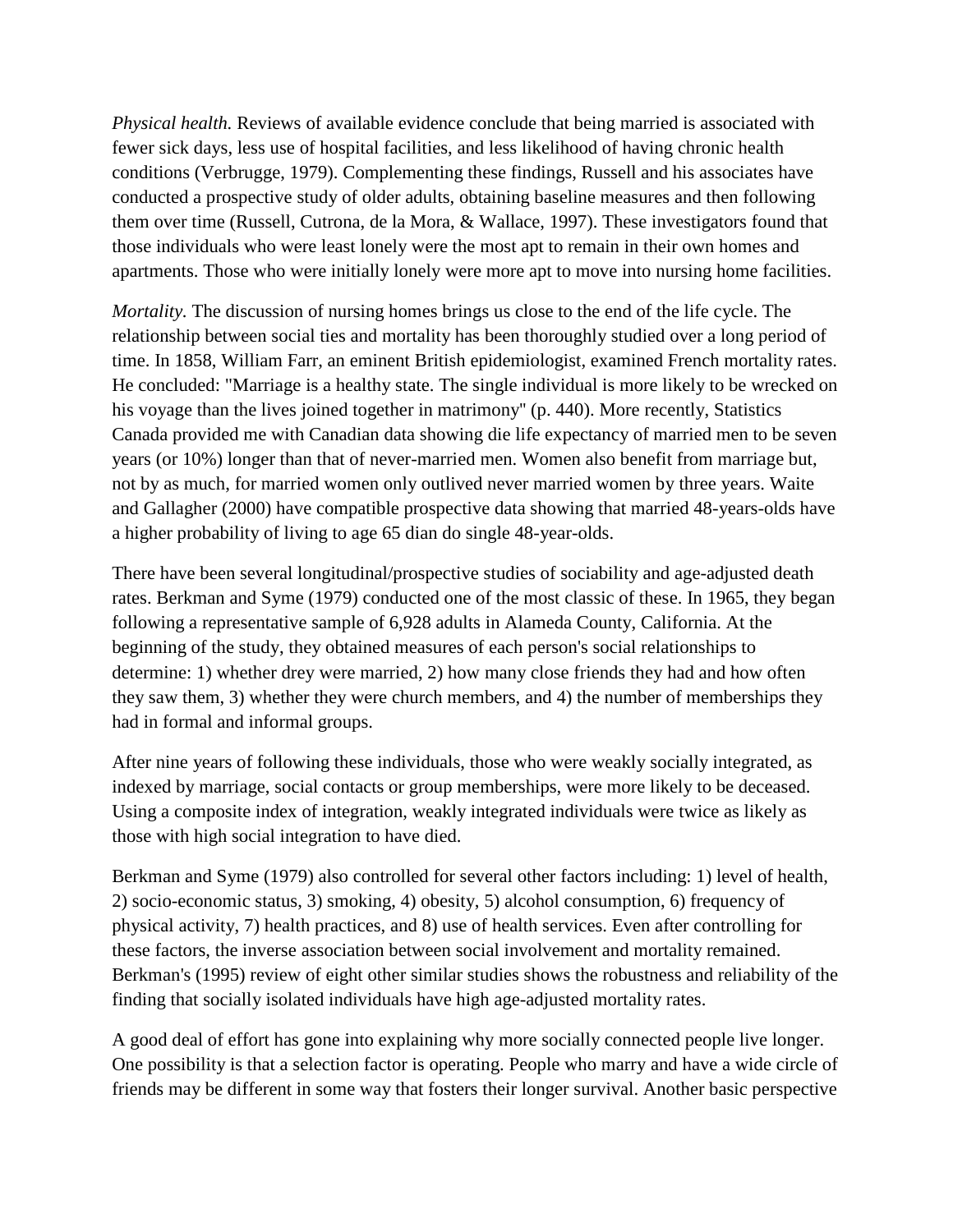*Physical health.* Reviews of available evidence conclude that being married is associated with fewer sick days, less use of hospital facilities, and less likelihood of having chronic health conditions (Verbrugge, 1979). Complementing these findings, Russell and his associates have conducted a prospective study of older adults, obtaining baseline measures and then following them over time (Russell, Cutrona, de la Mora, & Wallace, 1997). These investigators found that those individuals who were least lonely were the most apt to remain in their own homes and apartments. Those who were initially lonely were more apt to move into nursing home facilities.

*Mortality.* The discussion of nursing homes brings us close to the end of the life cycle. The relationship between social ties and mortality has been thoroughly studied over a long period of time. In 1858, William Farr, an eminent British epidemiologist, examined French mortality rates. He concluded: "Marriage is a healthy state. The single individual is more likely to be wrecked on his voyage than the lives joined together in matrimony" (p. 440). More recently, Statistics Canada provided me with Canadian data showing die life expectancy of married men to be seven years (or 10%) longer than that of never-married men. Women also benefit from marriage but, not by as much, for married women only outlived never married women by three years. Waite and Gallagher (2000) have compatible prospective data showing that married 48-years-olds have a higher probability of living to age 65 dian do single 48-year-olds.

There have been several longitudinal/prospective studies of sociability and age-adjusted death rates. Berkman and Syme (1979) conducted one of the most classic of these. In 1965, they began following a representative sample of 6,928 adults in Alameda County, California. At the beginning of the study, they obtained measures of each person's social relationships to determine: 1) whether drey were married, 2) how many close friends they had and how often they saw them, 3) whether they were church members, and 4) the number of memberships they had in formal and informal groups.

After nine years of following these individuals, those who were weakly socially integrated, as indexed by marriage, social contacts or group memberships, were more likely to be deceased. Using a composite index of integration, weakly integrated individuals were twice as likely as those with high social integration to have died.

Berkman and Syme (1979) also controlled for several other factors including: 1) level of health, 2) socio-economic status, 3) smoking, 4) obesity, 5) alcohol consumption, 6) frequency of physical activity, 7) health practices, and 8) use of health services. Even after controlling for these factors, the inverse association between social involvement and mortality remained. Berkman's (1995) review of eight other similar studies shows the robustness and reliability of the finding that socially isolated individuals have high age-adjusted mortality rates.

A good deal of effort has gone into explaining why more socially connected people live longer. One possibility is that a selection factor is operating. People who marry and have a wide circle of friends may be different in some way that fosters their longer survival. Another basic perspective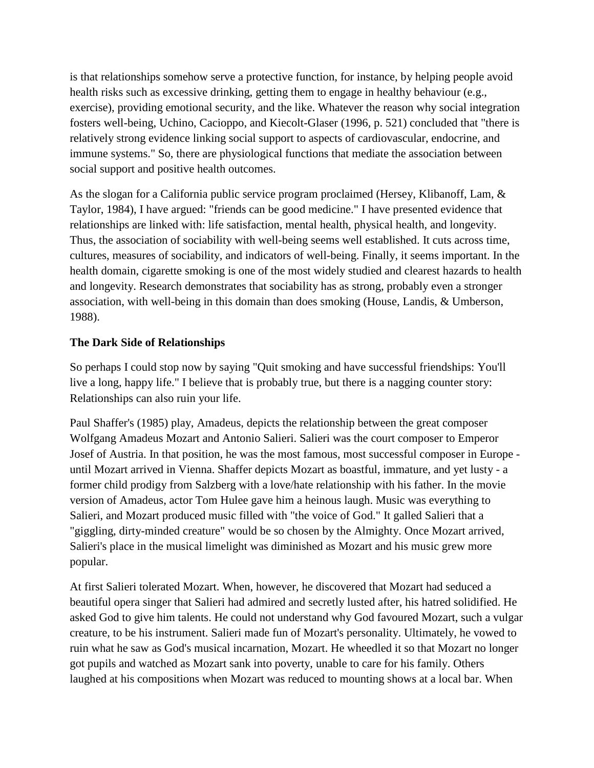is that relationships somehow serve a protective function, for instance, by helping people avoid health risks such as excessive drinking, getting them to engage in healthy behaviour (e.g., exercise), providing emotional security, and the like. Whatever the reason why social integration fosters well-being, Uchino, Cacioppo, and Kiecolt-Glaser (1996, p. 521) concluded that "there is relatively strong evidence linking social support to aspects of cardiovascular, endocrine, and immune systems." So, there are physiological functions that mediate the association between social support and positive health outcomes.

As the slogan for a California public service program proclaimed (Hersey, Klibanoff, Lam, & Taylor, 1984), I have argued: "friends can be good medicine." I have presented evidence that relationships are linked with: life satisfaction, mental health, physical health, and longevity. Thus, the association of sociability with well-being seems well established. It cuts across time, cultures, measures of sociability, and indicators of well-being. Finally, it seems important. In the health domain, cigarette smoking is one of the most widely studied and clearest hazards to health and longevity. Research demonstrates that sociability has as strong, probably even a stronger association, with well-being in this domain than does smoking (House, Landis, & Umberson, 1988).

**The Dark Side of Relationships**

So perhaps I could stop now by saying "Quit smoking and have successful friendships: You'll live a long, happy life." I believe that is probably true, but there is a nagging counter story: Relationships can also ruin your life.

Paul Shaffer's (1985) play, Amadeus, depicts the relationship between the great composer Wolfgang Amadeus Mozart and Antonio Salieri. Salieri was the court composer to Emperor Josef of Austria. In that position, he was the most famous, most successful composer in Europe - until Mozart arrived in Vienna. Shaffer depicts Mozart as boastful, immature, and yet lusty - a former child prodigy from Salzberg with a love/hate relationship with his father. In the movie version of Amadeus, actor Tom Hulee gave him a heinous laugh. Music was everything to Salieri, and Mozart produced music filled with "the voice of God." It galled Salieri that a "giggling, dirty-minded creature" would be so chosen by the Almighty. Once Mozart arrived, Salieri's place in the musical limelight was diminished as Mozart and his music grew more popular.

At first Salieri tolerated Mozart. When, however, he discovered that Mozart had seduced a beautiful opera singer that Salieri had admired and secretly lusted after, his hatred solidified. He asked God to give him talents. He could not understand why God favoured Mozart, such a vulgar creature, to be his instrument. Salieri made fun of Mozart's personality. Ultimately, he vowed to ruin what he saw as God's musical incarnation, Mozart. He wheedled it so that Mozart no longer got pupils and watched as Mozart sank into poverty, unable to care for his family. Others laughed at his compositions when Mozart was reduced to mounting shows at a local bar. When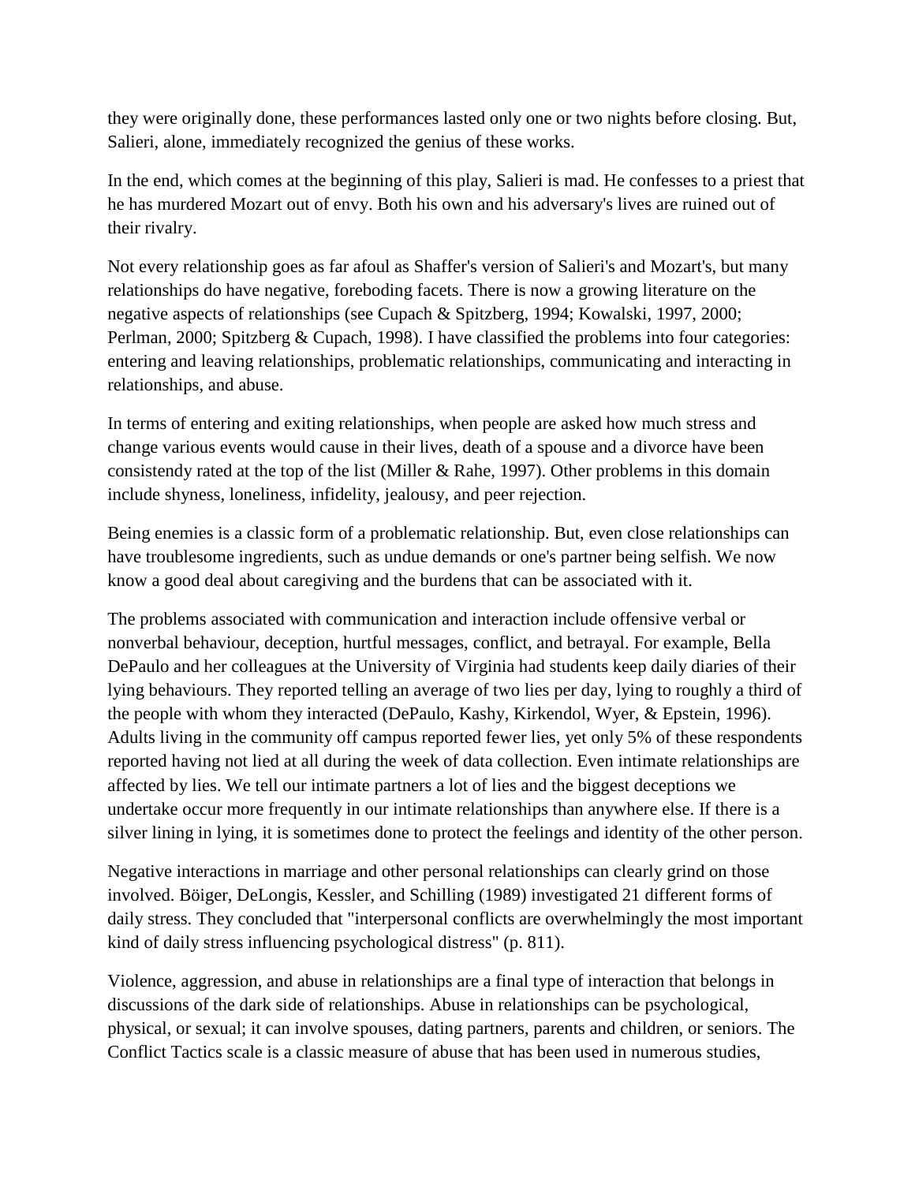they were originally done, these performances lasted only one or two nights before closing. But, Salieri, alone, immediately recognized the genius of these works.

In the end, which comes at the beginning of this play, Salieri is mad. He confesses to a priest that he has murdered Mozart out of envy. Both his own and his adversary's lives are ruined out of their rivalry.

Not every relationship goes as far afoul as Shaffer's version of Salieri's and Mozart's, but many relationships do have negative, foreboding facets. There is now a growing literature on the negative aspects of relationships (see Cupach & Spitzberg, 1994; Kowalski, 1997, 2000; Perlman, 2000; Spitzberg & Cupach, 1998). I have classified the problems into four categories: entering and leaving relationships, problematic relationships, communicating and interacting in relationships, and abuse.

In terms of entering and exiting relationships, when people are asked how much stress and change various events would cause in their lives, death of a spouse and a divorce have been consistendy rated at the top of the list (Miller & Rahe, 1997). Other problems in this domain include shyness, loneliness, infidelity, jealousy, and peer rejection.

Being enemies is a classic form of a problematic relationship. But, even close relationships can have troublesome ingredients, such as undue demands or one's partner being selfish. We now know a good deal about caregiving and the burdens that can be associated with it.

The problems associated with communication and interaction include offensive verbal or nonverbal behaviour, deception, hurtful messages, conflict, and betrayal. For example, Bella DePaulo and her colleagues at the University of Virginia had students keep daily diaries of their lying behaviours. They reported telling an average of two lies per day, lying to roughly a third of the people with whom they interacted (DePaulo, Kashy, Kirkendol, Wyer, & Epstein, 1996). Adults living in the community off campus reported fewer lies, yet only 5% of these respondents reported having not lied at all during the week of data collection. Even intimate relationships are affected by lies. We tell our intimate partners a lot of lies and the biggest deceptions we undertake occur more frequently in our intimate relationships than anywhere else. If there is a silver lining in lying, it is sometimes done to protect the feelings and identity of the other person.

Negative interactions in marriage and other personal relationships can clearly grind on those involved. Böiger, DeLongis, Kessler, and Schilling (1989) investigated 21 different forms of daily stress. They concluded that "interpersonal conflicts are overwhelmingly the most important kind of daily stress influencing psychological distress" (p. 811).

Violence, aggression, and abuse in relationships are a final type of interaction that belongs in discussions of the dark side of relationships. Abuse in relationships can be psychological, physical, or sexual; it can involve spouses, dating partners, parents and children, or seniors. The Conflict Tactics scale is a classic measure of abuse that has been used in numerous studies,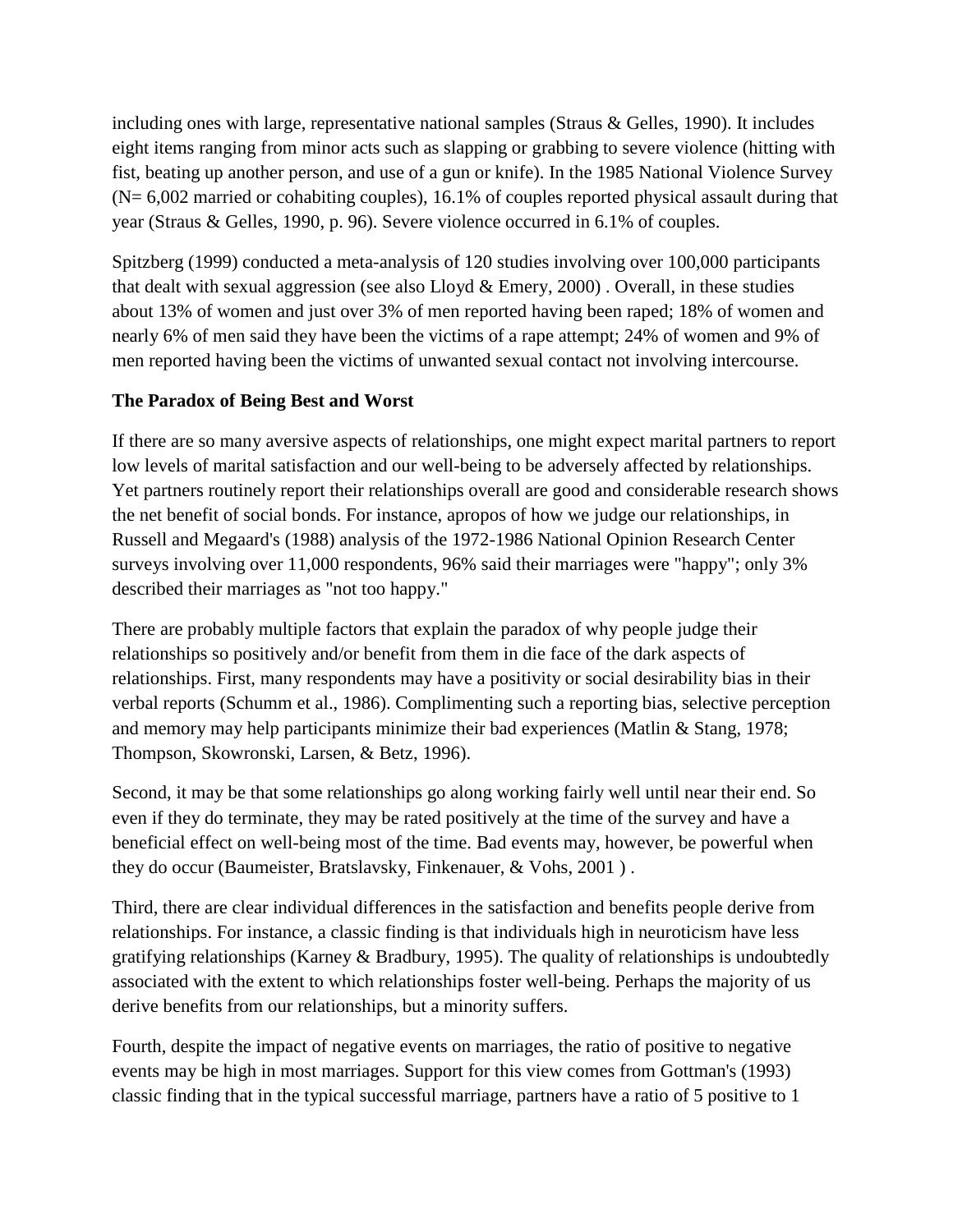including ones with large, representative national samples (Straus & Gelles, 1990). It includes eight items ranging from minor acts such as slapping or grabbing to severe violence (hitting with fist, beating up another person, and use of a gun or knife). In the 1985 National Violence Survey (N= 6,002 married or cohabiting couples), 16.1% of couples reported physical assault during that year (Straus & Gelles, 1990, p. 96). Severe violence occurred in 6.1% of couples.

Spitzberg (1999) conducted a meta-analysis of 120 studies involving over 100,000 participants that dealt with sexual aggression (see also Lloyd & Emery, 2000) . Overall, in these studies about 13% of women and just over 3% of men reported having been raped; 18% of women and nearly 6% of men said they have been the victims of a rape attempt; 24% of women and 9% of men reported having been the victims of unwanted sexual contact not involving intercourse.

**The Paradox of Being Best and Worst**

If there are so many aversive aspects of relationships, one might expect marital partners to report low levels of marital satisfaction and our well-being to be adversely affected by relationships. Yet partners routinely report their relationships overall are good and considerable research shows the net benefit of social bonds. For instance, apropos of how we judge our relationships, in Russell and Megaard's (1988) analysis of the 1972-1986 National Opinion Research Center surveys involving over 11,000 respondents, 96% said their marriages were "happy"; only 3% described their marriages as "not too happy."

There are probably multiple factors that explain the paradox of why people judge their relationships so positively and/or benefit from them in die face of the dark aspects of relationships. First, many respondents may have a positivity or social desirability bias in their verbal reports (Schumm et al., 1986). Complimenting such a reporting bias, selective perception and memory may help participants minimize their bad experiences (Matlin & Stang, 1978; Thompson, Skowronski, Larsen, & Betz, 1996).

Second, it may be that some relationships go along working fairly well until near their end. So even if they do terminate, they may be rated positively at the time of the survey and have a beneficial effect on well-being most of the time. Bad events may, however, be powerful when they do occur (Baumeister, Bratslavsky, Finkenauer, & Vohs, 2001 ) .

Third, there are clear individual differences in the satisfaction and benefits people derive from relationships. For instance, a classic finding is that individuals high in neuroticism have less gratifying relationships (Karney & Bradbury, 1995). The quality of relationships is undoubtedly associated with the extent to which relationships foster well-being. Perhaps the majority of us derive benefits from our relationships, but a minority suffers.

Fourth, despite the impact of negative events on marriages, the ratio of positive to negative events may be high in most marriages. Support for this view comes from Gottman's (1993) classic finding that in the typical successful marriage, partners have a ratio of 5 positive to 1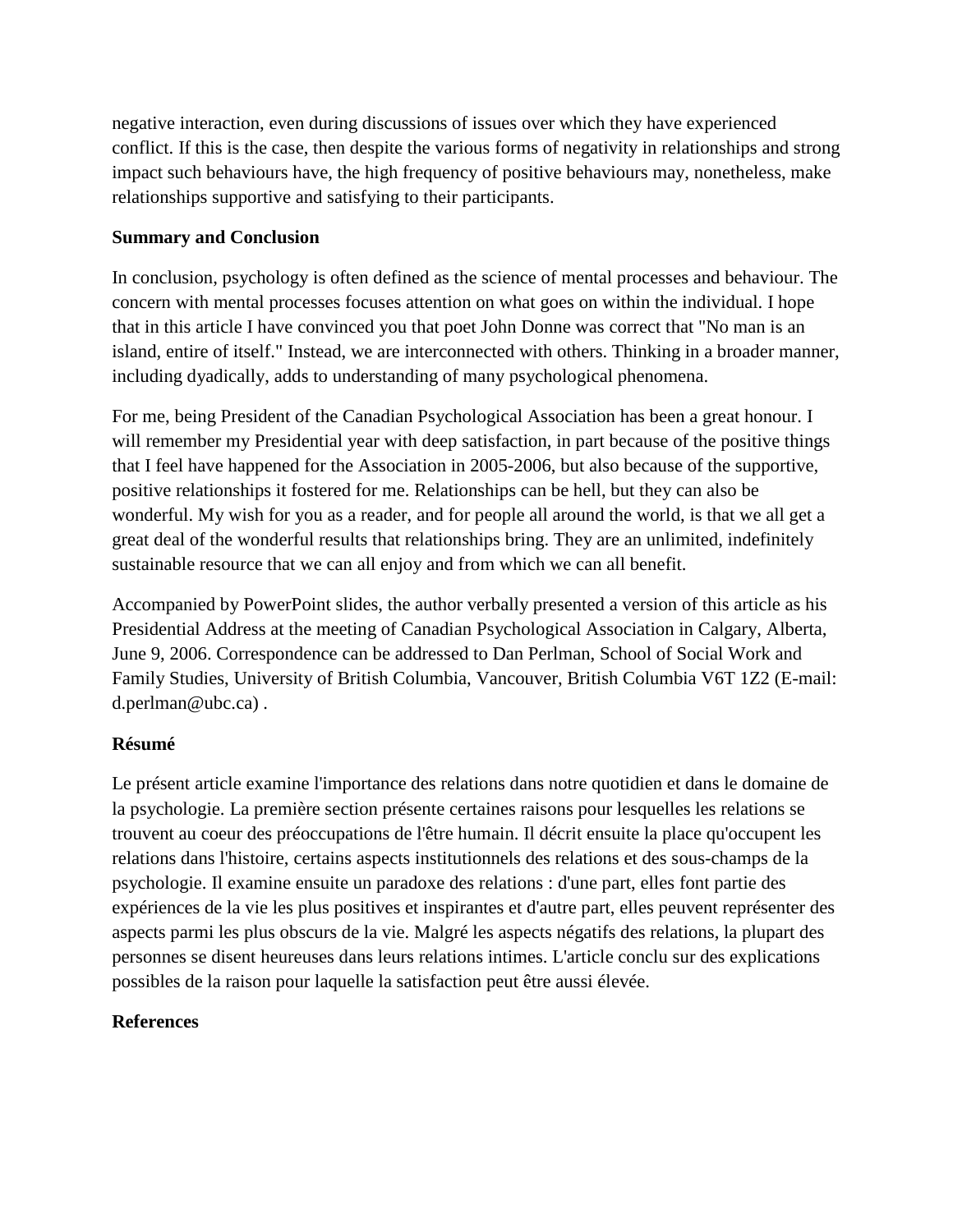negative interaction, even during discussions of issues over which they have experienced conflict. If this is the case, then despite the various forms of negativity in relationships and strong impact such behaviours have, the high frequency of positive behaviours may, nonetheless, make relationships supportive and satisfying to their participants.

## Summary and Conclusion

In conclusion, psychology is often defined as the science of mental processes and behaviour. The concern with mental processes focuses attention on what goes on within the individual. I hope that in this article I have convinced you that poet John Donne was correct that "No man is an island, entire of itself." Instead, we are interconnected with others. Thinking in a broader manner, including dyadically, adds to understanding of many psychological phenomena.

For me, being President of the Canadian Psychological Association has been a great honour. I will remember my Presidential year with deep satisfaction, in part because of the positive things that I feel have happened for the Association in 2005-2006, but also because of the supportive, positive relationships it fostered for me. Relationships can be hell, but they can also be wonderful. My wish for you as a reader, and for people all around the world, is that we all get a great deal of the wonderful results that relationships bring. They are an unlimited, indefinitely sustainable resource that we can all enjoy and from which we can all benefit.

Accompanied by PowerPoint slides, the author verbally presented a version of this article as his Presidential Address at the meeting of Canadian Psychological Association in Calgary, Alberta, June 9, 2006. Correspondence can be addressed to Dan Perlman, School of Social Work and Family Studies, University of British Columbia, Vancouver, British Columbia V6T 1Z2 (E-mail: d.perlman@ubc.ca) .

## Résumé

Le présent article examine l'importance des relations dans notre quotidien et dans le domaine de la psychologie. La première section présente certaines raisons pour lesquelles les relations se trouvent au coeur des préoccupations de l'être humain. Il décrit ensuite la place qu'occupent les relations dans l'histoire, certains aspects institutionnels des relations et des sous-champs de la psychologie. Il examine ensuite un paradoxe des relations : d'une part, elles font partie des expériences de la vie les plus positives et inspirantes et d'autre part, elles peuvent représenter des aspects parmi les plus obscurs de la vie. Malgré les aspects négatifs des relations, la plupart des personnes se disent heureuses dans leurs relations intimes. L'article conclu sur des explications possibles de la raison pour laquelle la satisfaction peut être aussi élevée.

## References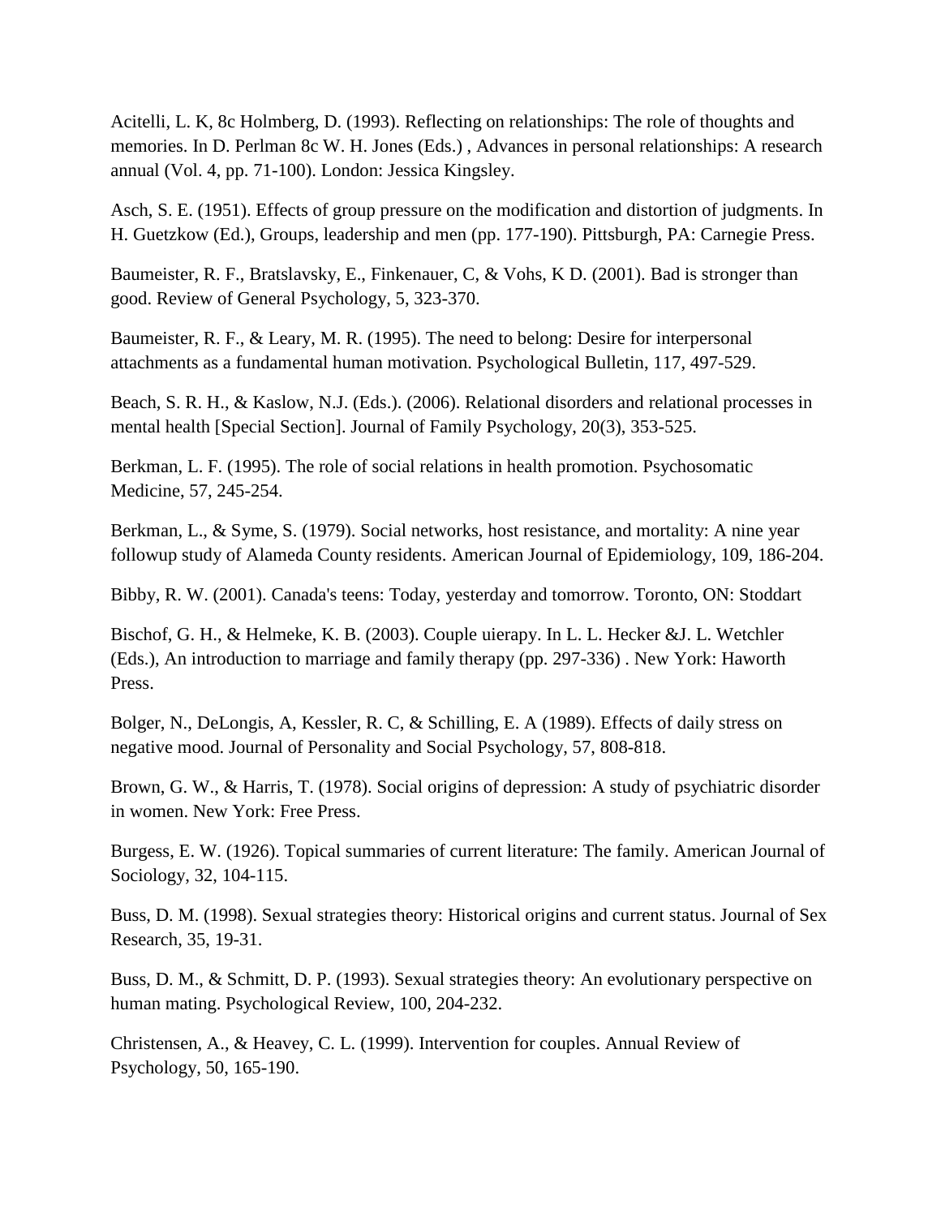Acitelli, L. K, 8c Holmberg, D. (1993). Reflecting on relationships: The role of thoughts and memories. In D. Perlman 8c W. H. Jones (Eds.) , Advances in personal relationships: A research annual (Vol. 4, pp. 71-100). London: Jessica Kingsley.

Asch, S. E. (1951). Effects of group pressure on the modification and distortion of judgments. In H. Guetzkow (Ed.), Groups, leadership and men (pp. 177-190). Pittsburgh, PA: Carnegie Press.

Baumeister, R. F., Bratslavsky, E., Finkenauer, C, & Vohs, K D. (2001). Bad is stronger than good. Review of General Psychology, 5, 323-370.

Baumeister, R. F., & Leary, M. R. (1995). The need to belong: Desire for interpersonal attachments as a fundamental human motivation. Psychological Bulletin, 117, 497-529.

Beach, S. R. H., & Kaslow, N.J. (Eds.). (2006). Relational disorders and relational processes in mental health [Special Section]. Journal of Family Psychology, 20(3), 353-525.

Berkman, L. F. (1995). The role of social relations in health promotion. Psychosomatic Medicine, 57, 245-254.

Berkman, L., & Syme, S. (1979). Social networks, host resistance, and mortality: A nine year followup study of Alameda County residents. American Journal of Epidemiology, 109, 186-204.

Bibby, R. W. (2001). Canada's teens: Today, yesterday and tomorrow. Toronto, ON: Stoddart

Bischof, G. H., & Helmeke, K. B. (2003). Couple uierapy. In L. L. Hecker &J. L. Wetchler (Eds.), An introduction to marriage and family therapy (pp. 297-336) . New York: Haworth Press.

Bolger, N., DeLongis, A, Kessler, R. C, & Schilling, E. A (1989). Effects of daily stress on negative mood. Journal of Personality and Social Psychology, 57, 808-818.

Brown, G. W., & Harris, T. (1978). Social origins of depression: A study of psychiatric disorder in women. New York: Free Press.

Burgess, E. W. (1926). Topical summaries of current literature: The family. American Journal of Sociology, 32, 104-115.

Buss, D. M. (1998). Sexual strategies theory: Historical origins and current status. Journal of Sex Research, 35, 19-31.

Buss, D. M., & Schmitt, D. P. (1993). Sexual strategies theory: An evolutionary perspective on human mating. Psychological Review, 100, 204-232.

Christensen, A., & Heavey, C. L. (1999). Intervention for couples. Annual Review of Psychology, 50, 165-190.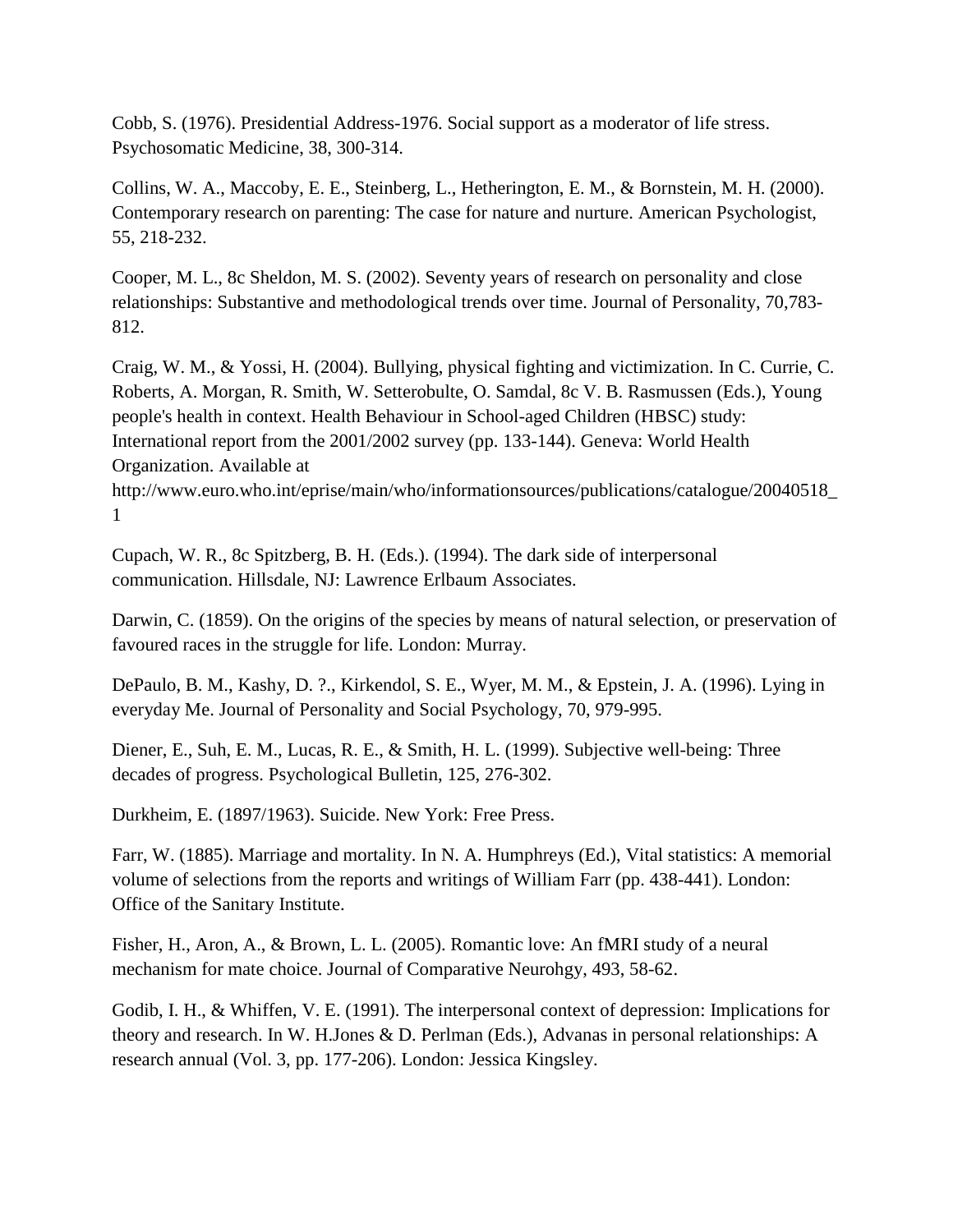Cobb, S. (1976). Presidential Address-1976. Social support as a moderator of life stress. Psychosomatic Medicine, 38, 300-314.

Collins, W. A., Maccoby, E. E., Steinberg, L., Hetherington, E. M., & Bornstein, M. H. (2000). Contemporary research on parenting: The case for nature and nurture. American Psychologist, 55, 218-232.

Cooper, M. L., 8c Sheldon, M. S. (2002). Seventy years of research on personality and close relationships: Substantive and methodological trends over time. Journal of Personality, 70,783-812.

Craig, W. M., & Yossi, H. (2004). Bullying, physical fighting and victimization. In C. Currie, C. Roberts, A. Morgan, R. Smith, W. Setterobulte, O. Samdal, 8c V. B. Rasmussen (Eds.), Young people's health in context. Health Behaviour in School-aged Children (HBSC) study: International report from the 2001/2002 survey (pp. 133-144). Geneva: World Health Organization. Available at http://www.euro.who.int/eprise/main/who/informationsources/publications/catalogue/20040518_1

Cupach, W. R., 8c Spitzberg, B. H. (Eds.). (1994). The dark side of interpersonal communication. Hillsdale, NJ: Lawrence Erlbaum Associates.

Darwin, C. (1859). On the origins of the species by means of natural selection, or preservation of favoured races in the struggle for life. London: Murray.

DePaulo, B. M., Kashy, D. ?., Kirkendol, S. E., Wyer, M. M., & Epstein, J. A. (1996). Lying in everyday Me. Journal of Personality and Social Psychology, 70, 979-995.

Diener, E., Suh, E. M., Lucas, R. E., & Smith, H. L. (1999). Subjective well-being: Three decades of progress. Psychological Bulletin, 125, 276-302.

Durkheim, E. (1897/1963). Suicide. New York: Free Press.

Farr, W. (1885). Marriage and mortality. In N. A. Humphreys (Ed.), Vital statistics: A memorial volume of selections from the reports and writings of William Farr (pp. 438-441). London: Office of the Sanitary Institute.

Fisher, H., Aron, A., & Brown, L. L. (2005). Romantic love: An fMRI study of a neural mechanism for mate choice. Journal of Comparative Neurohgy, 493, 58-62.

Godib, I. H., & Whiffen, V. E. (1991). The interpersonal context of depression: Implications for theory and research. In W. H.Jones & D. Perlman (Eds.), Advanas in personal relationships: A research annual (Vol. 3, pp. 177-206). London: Jessica Kingsley.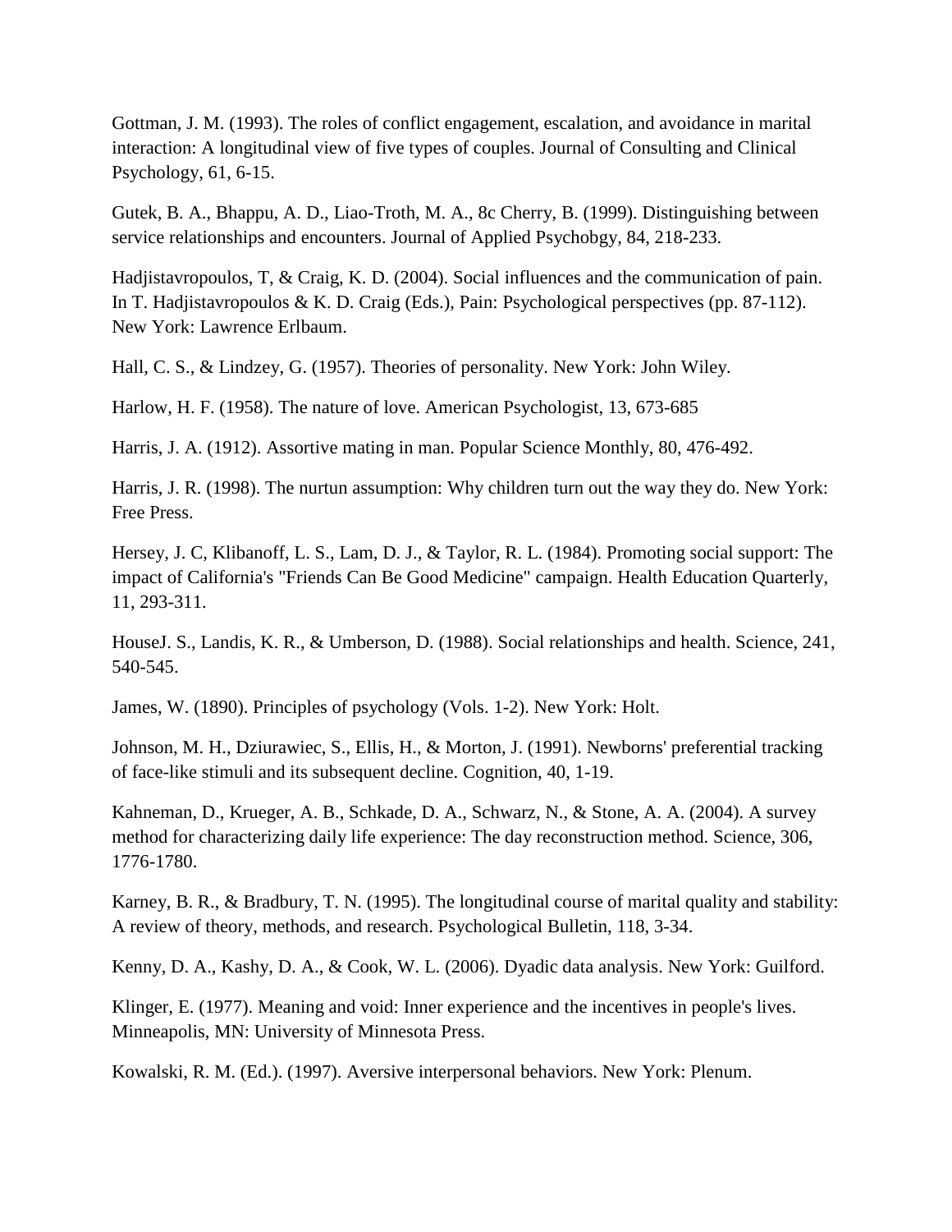Gottman, J. M. (1993). The roles of conflict engagement, escalation, and avoidance in marital interaction: A longitudinal view of five types of couples. Journal of Consulting and Clinical Psychology, 61, 6-15.

Gutek, B. A., Bhappu, A. D., Liao-Troth, M. A., 8c Cherry, B. (1999). Distinguishing between service relationships and encounters. Journal of Applied Psychobgy, 84, 218-233.

Hadjistavropoulos, T, & Craig, K. D. (2004). Social influences and the communication of pain. In T. Hadjistavropoulos & K. D. Craig (Eds.), Pain: Psychological perspectives (pp. 87-112). New York: Lawrence Erlbaum.

Hall, C. S., & Lindzey, G. (1957). Theories of personality. New York: John Wiley.

Harlow, H. F. (1958). The nature of love. American Psychologist, 13, 673-685

Harris, J. A. (1912). Assortive mating in man. Popular Science Monthly, 80, 476-492.

Harris, J. R. (1998). The nurtun assumption: Why children turn out the way they do. New York: Free Press.

Hersey, J. C, Klibanoff, L. S., Lam, D. J., & Taylor, R. L. (1984). Promoting social support: The impact of California's "Friends Can Be Good Medicine" campaign. Health Education Quarterly, 11, 293-311.

HouseJ. S., Landis, K. R., & Umberson, D. (1988). Social relationships and health. Science, 241, 540-545.

James, W. (1890). Principles of psychology (Vols. 1-2). New York: Holt.

Johnson, M. H., Dziurawiec, S., Ellis, H., & Morton, J. (1991). Newborns' preferential tracking of face-like stimuli and its subsequent decline. Cognition, 40, 1-19.

Kahneman, D., Krueger, A. B., Schkade, D. A., Schwarz, N., & Stone, A. A. (2004). A survey method for characterizing daily life experience: The day reconstruction method. Science, 306, 1776-1780.

Karney, B. R., & Bradbury, T. N. (1995). The longitudinal course of marital quality and stability: A review of theory, methods, and research. Psychological Bulletin, 118, 3-34.

Kenny, D. A., Kashy, D. A., & Cook, W. L. (2006). Dyadic data analysis. New York: Guilford.

Klinger, E. (1977). Meaning and void: Inner experience and the incentives in people's lives. Minneapolis, MN: University of Minnesota Press.

Kowalski, R. M. (Ed.). (1997). Aversive interpersonal behaviors. New York: Plenum.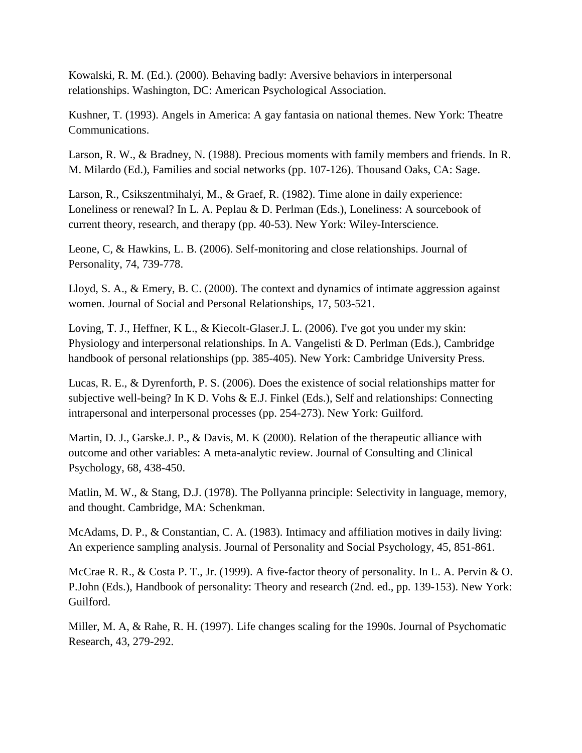Kowalski, R. M. (Ed.). (2000). Behaving badly: Aversive behaviors in interpersonal relationships. Washington, DC: American Psychological Association.

Kushner, T. (1993). Angels in America: A gay fantasia on national themes. New York: Theatre Communications.

Larson, R. W., & Bradney, N. (1988). Precious moments with family members and friends. In R. M. Milardo (Ed.), Families and social networks (pp. 107-126). Thousand Oaks, CA: Sage.

Larson, R., Csikszentmihalyi, M., & Graef, R. (1982). Time alone in daily experience: Loneliness or renewal? In L. A. Peplau & D. Perlman (Eds.), Loneliness: A sourcebook of current theory, research, and therapy (pp. 40-53). New York: Wiley-Interscience.

Leone, C, & Hawkins, L. B. (2006). Self-monitoring and close relationships. Journal of Personality, 74, 739-778.

Lloyd, S. A., & Emery, B. C. (2000). The context and dynamics of intimate aggression against women. Journal of Social and Personal Relationships, 17, 503-521.

Loving, T. J., Heffner, K L., & Kiecolt-Glaser.J. L. (2006). I've got you under my skin: Physiology and interpersonal relationships. In A. Vangelisti & D. Perlman (Eds.), Cambridge handbook of personal relationships (pp. 385-405). New York: Cambridge University Press.

Lucas, R. E., & Dyrenforth, P. S. (2006). Does the existence of social relationships matter for subjective well-being? In K D. Vohs & E.J. Finkel (Eds.), Self and relationships: Connecting intrapersonal and interpersonal processes (pp. 254-273). New York: Guilford.

Martin, D. J., Garske.J. P., & Davis, M. K (2000). Relation of the therapeutic alliance with outcome and other variables: A meta-analytic review. Journal of Consulting and Clinical Psychology, 68, 438-450.

Matlin, M. W., & Stang, D.J. (1978). The Pollyanna principle: Selectivity in language, memory, and thought. Cambridge, MA: Schenkman.

McAdams, D. P., & Constantian, C. A. (1983). Intimacy and affiliation motives in daily living: An experience sampling analysis. Journal of Personality and Social Psychology, 45, 851-861.

McCrae R. R., & Costa P. T., Jr. (1999). A five-factor theory of personality. In L. A. Pervin & O. P.John (Eds.), Handbook of personality: Theory and research (2nd. ed., pp. 139-153). New York: Guilford.

Miller, M. A, & Rahe, R. H. (1997). Life changes scaling for the 1990s. Journal of Psychomatic Research, 43, 279-292.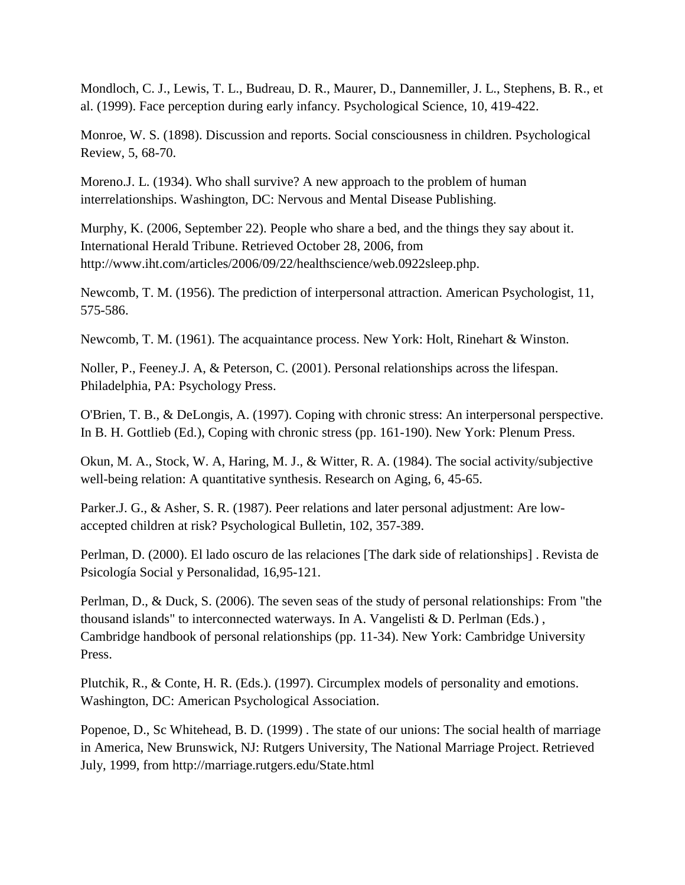Mondloch, C. J., Lewis, T. L., Budreau, D. R., Maurer, D., Dannemiller, J. L., Stephens, B. R., et al. (1999). Face perception during early infancy. Psychological Science, 10, 419-422.

Monroe, W. S. (1898). Discussion and reports. Social consciousness in children. Psychological Review, 5, 68-70.

Moreno.J. L. (1934). Who shall survive? A new approach to the problem of human interrelationships. Washington, DC: Nervous and Mental Disease Publishing.

Murphy, K. (2006, September 22). People who share a bed, and the things they say about it. International Herald Tribune. Retrieved October 28, 2006, from http://www.iht.com/articles/2006/09/22/healthscience/web.0922sleep.php.

Newcomb, T. M. (1956). The prediction of interpersonal attraction. American Psychologist, 11, 575-586.

Newcomb, T. M. (1961). The acquaintance process. New York: Holt, Rinehart & Winston.

Noller, P., Feeney.J. A, & Peterson, C. (2001). Personal relationships across the lifespan. Philadelphia, PA: Psychology Press.

O'Brien, T. B., & DeLongis, A. (1997). Coping with chronic stress: An interpersonal perspective. In B. H. Gottlieb (Ed.), Coping with chronic stress (pp. 161-190). New York: Plenum Press.

Okun, M. A., Stock, W. A, Haring, M. J., & Witter, R. A. (1984). The social activity/subjective well-being relation: A quantitative synthesis. Research on Aging, 6, 45-65.

Parker.J. G., & Asher, S. R. (1987). Peer relations and later personal adjustment: Are low-accepted children at risk? Psychological Bulletin, 102, 357-389.

Perlman, D. (2000). El lado oscuro de las relaciones [The dark side of relationships] . Revista de Psicología Social y Personalidad, 16,95-121.

Perlman, D., & Duck, S. (2006). The seven seas of the study of personal relationships: From "the thousand islands" to interconnected waterways. In A. Vangelisti & D. Perlman (Eds.) , Cambridge handbook of personal relationships (pp. 11-34). New York: Cambridge University Press.

Plutchik, R., & Conte, H. R. (Eds.). (1997). Circumplex models of personality and emotions. Washington, DC: American Psychological Association.

Popenoe, D., Sc Whitehead, B. D. (1999) . The state of our unions: The social health of marriage in America, New Brunswick, NJ: Rutgers University, The National Marriage Project. Retrieved July, 1999, from http://marriage.rutgers.edu/State.html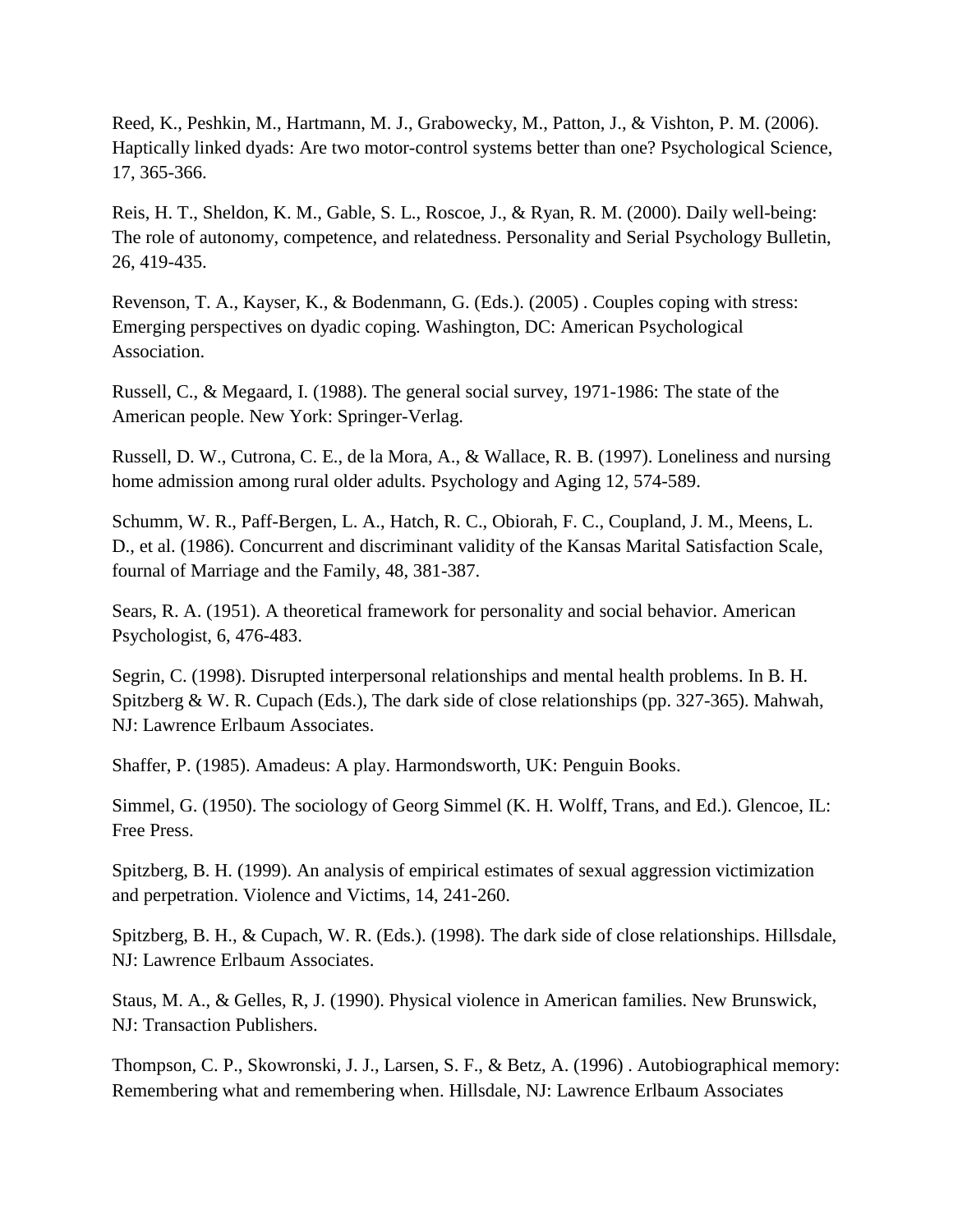Reed, K., Peshkin, M., Hartmann, M. J., Grabowecky, M., Patton, J., & Vishton, P. M. (2006). Haptically linked dyads: Are two motor-control systems better than one? Psychological Science, 17, 365-366.

Reis, H. T., Sheldon, K. M., Gable, S. L., Roscoe, J., & Ryan, R. M. (2000). Daily well-being: The role of autonomy, competence, and relatedness. Personality and Serial Psychology Bulletin, 26, 419-435.

Revenson, T. A., Kayser, K., & Bodenmann, G. (Eds.). (2005) . Couples coping with stress: Emerging perspectives on dyadic coping. Washington, DC: American Psychological Association.

Russell, C., & Megaard, I. (1988). The general social survey, 1971-1986: The state of the American people. New York: Springer-Verlag.

Russell, D. W., Cutrona, C. E., de la Mora, A., & Wallace, R. B. (1997). Loneliness and nursing home admission among rural older adults. Psychology and Aging 12, 574-589.

Schumm, W. R., Paff-Bergen, L. A., Hatch, R. C., Obiorah, F. C., Coupland, J. M., Meens, L. D., et al. (1986). Concurrent and discriminant validity of the Kansas Marital Satisfaction Scale, fournal of Marriage and the Family, 48, 381-387.

Sears, R. A. (1951). A theoretical framework for personality and social behavior. American Psychologist, 6, 476-483.

Segrin, C. (1998). Disrupted interpersonal relationships and mental health problems. In B. H. Spitzberg & W. R. Cupach (Eds.), The dark side of close relationships (pp. 327-365). Mahwah, NJ: Lawrence Erlbaum Associates.

Shaffer, P. (1985). Amadeus: A play. Harmondsworth, UK: Penguin Books.

Simmel, G. (1950). The sociology of Georg Simmel (K. H. Wolff, Trans, and Ed.). Glencoe, IL: Free Press.

Spitzberg, B. H. (1999). An analysis of empirical estimates of sexual aggression victimization and perpetration. Violence and Victims, 14, 241-260.

Spitzberg, B. H., & Cupach, W. R. (Eds.). (1998). The dark side of close relationships. Hillsdale, NJ: Lawrence Erlbaum Associates.

Staus, M. A., & Gelles, R, J. (1990). Physical violence in American families. New Brunswick, NJ: Transaction Publishers.

Thompson, C. P., Skowronski, J. J., Larsen, S. F., & Betz, A. (1996) . Autobiographical memory: Remembering what and remembering when. Hillsdale, NJ: Lawrence Erlbaum Associates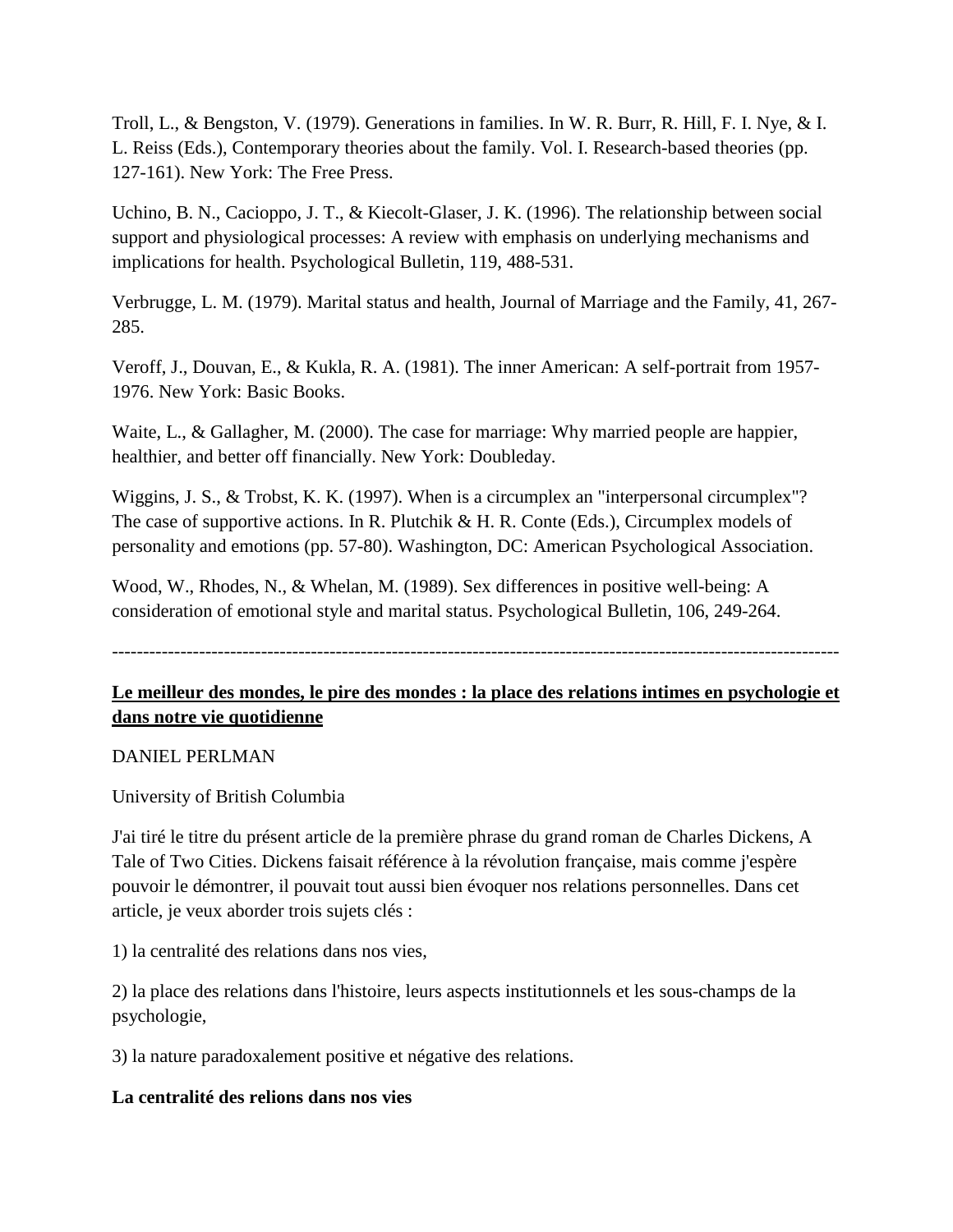Troll, L., & Bengston, V. (1979). Generations in families. In W. R. Burr, R. Hill, F. I. Nye, & I. L. Reiss (Eds.), Contemporary theories about the family. Vol. I. Research-based theories (pp. 127-161). New York: The Free Press.

Uchino, B. N., Cacioppo, J. T., & Kiecolt-Glaser, J. K. (1996). The relationship between social support and physiological processes: A review with emphasis on underlying mechanisms and implications for health. Psychological Bulletin, 119, 488-531.

Verbrugge, L. M. (1979). Marital status and health, Journal of Marriage and the Family, 41, 267-285.

Veroff, J., Douvan, E., & Kukla, R. A. (1981). The inner American: A self-portrait from 1957-1976. New York: Basic Books.

Waite, L., & Gallagher, M. (2000). The case for marriage: Why married people are happier, healthier, and better off financially. New York: Doubleday.

Wiggins, J. S., & Trobst, K. K. (1997). When is a circumplex an "interpersonal circumplex"? The case of supportive actions. In R. Plutchik & H. R. Conte (Eds.), Circumplex models of personality and emotions (pp. 57-80). Washington, DC: American Psychological Association.

Wood, W., Rhodes, N., & Whelan, M. (1989). Sex differences in positive well-being: A consideration of emotional style and marital status. Psychological Bulletin, 106, 249-264.

---

## Le meilleur des mondes, le pire des mondes : la place des relations intimes en psychologie et dans notre vie quotidienne

DANIEL PERLMAN

University of British Columbia

J'ai tiré le titre du présent article de la première phrase du grand roman de Charles Dickens, A Tale of Two Cities. Dickens faisait référence à la révolution française, mais comme j'espère pouvoir le démontrer, il pouvait tout aussi bien évoquer nos relations personnelles. Dans cet article, je veux aborder trois sujets clés :

1) la centralité des relations dans nos vies,

2) la place des relations dans l'histoire, leurs aspects institutionnels et les sous-champs de la psychologie,

3) la nature paradoxalement positive et négative des relations.

**La centralité des relions dans nos vies**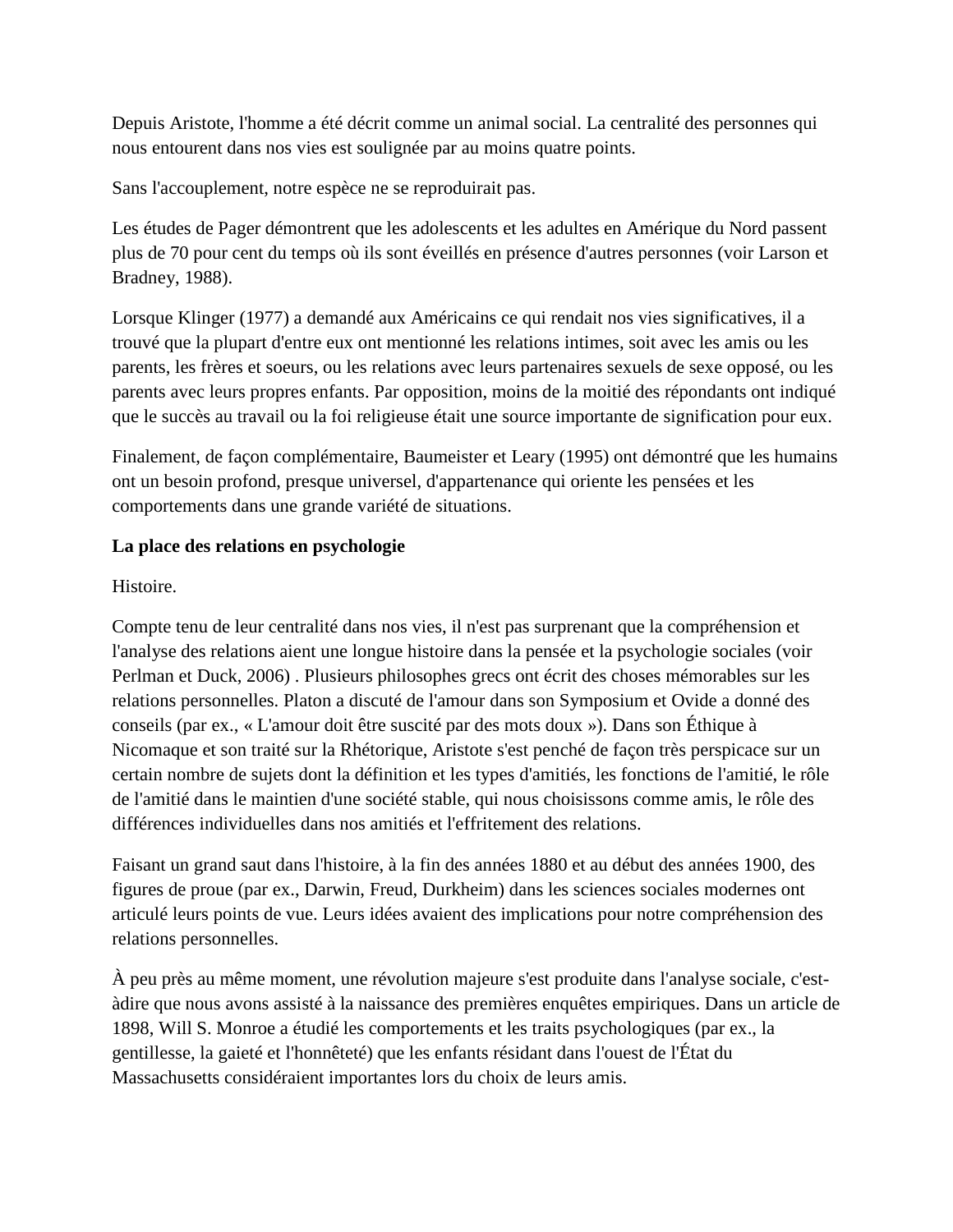Depuis Aristote, l'homme a été décrit comme un animal social. La centralité des personnes qui nous entourent dans nos vies est soulignée par au moins quatre points.

Sans l'accouplement, notre espèce ne se reproduirait pas.

Les études de Pager démontrent que les adolescents et les adultes en Amérique du Nord passent plus de 70 pour cent du temps où ils sont éveillés en présence d'autres personnes (voir Larson et Bradney, 1988).

Lorsque Klinger (1977) a demandé aux Américains ce qui rendait nos vies significatives, il a trouvé que la plupart d'entre eux ont mentionné les relations intimes, soit avec les amis ou les parents, les frères et soeurs, ou les relations avec leurs partenaires sexuels de sexe opposé, ou les parents avec leurs propres enfants. Par opposition, moins de la moitié des répondants ont indiqué que le succès au travail ou la foi religieuse était une source importante de signification pour eux.

Finalement, de façon complémentaire, Baumeister et Leary (1995) ont démontré que les humains ont un besoin profond, presque universel, d'appartenance qui oriente les pensées et les comportements dans une grande variété de situations.

**La place des relations en psychologie**

Histoire.

Compte tenu de leur centralité dans nos vies, il n'est pas surprenant que la compréhension et l'analyse des relations aient une longue histoire dans la pensée et la psychologie sociales (voir Perlman et Duck, 2006) . Plusieurs philosophes grecs ont écrit des choses mémorables sur les relations personnelles. Platon a discuté de l'amour dans son Symposium et Ovide a donné des conseils (par ex., « L'amour doit être suscité par des mots doux »). Dans son Éthique à Nicomaque et son traité sur la Rhétorique, Aristote s'est penché de façon très perspicace sur un certain nombre de sujets dont la définition et les types d'amitiés, les fonctions de l'amitié, le rôle de l'amitié dans le maintien d'une société stable, qui nous choisissons comme amis, le rôle des différences individuelles dans nos amitiés et l'effritement des relations.

Faisant un grand saut dans l'histoire, à la fin des années 1880 et au début des années 1900, des figures de proue (par ex., Darwin, Freud, Durkheim) dans les sciences sociales modernes ont articulé leurs points de vue. Leurs idées avaient des implications pour notre compréhension des relations personnelles.

À peu près au même moment, une révolution majeure s'est produite dans l'analyse sociale, c'est-àdire que nous avons assisté à la naissance des premières enquêtes empiriques. Dans un article de 1898, Will S. Monroe a étudié les comportements et les traits psychologiques (par ex., la gentillesse, la gaieté et l'honnêteté) que les enfants résidant dans l'ouest de l'État du Massachusetts considéraient importantes lors du choix de leurs amis.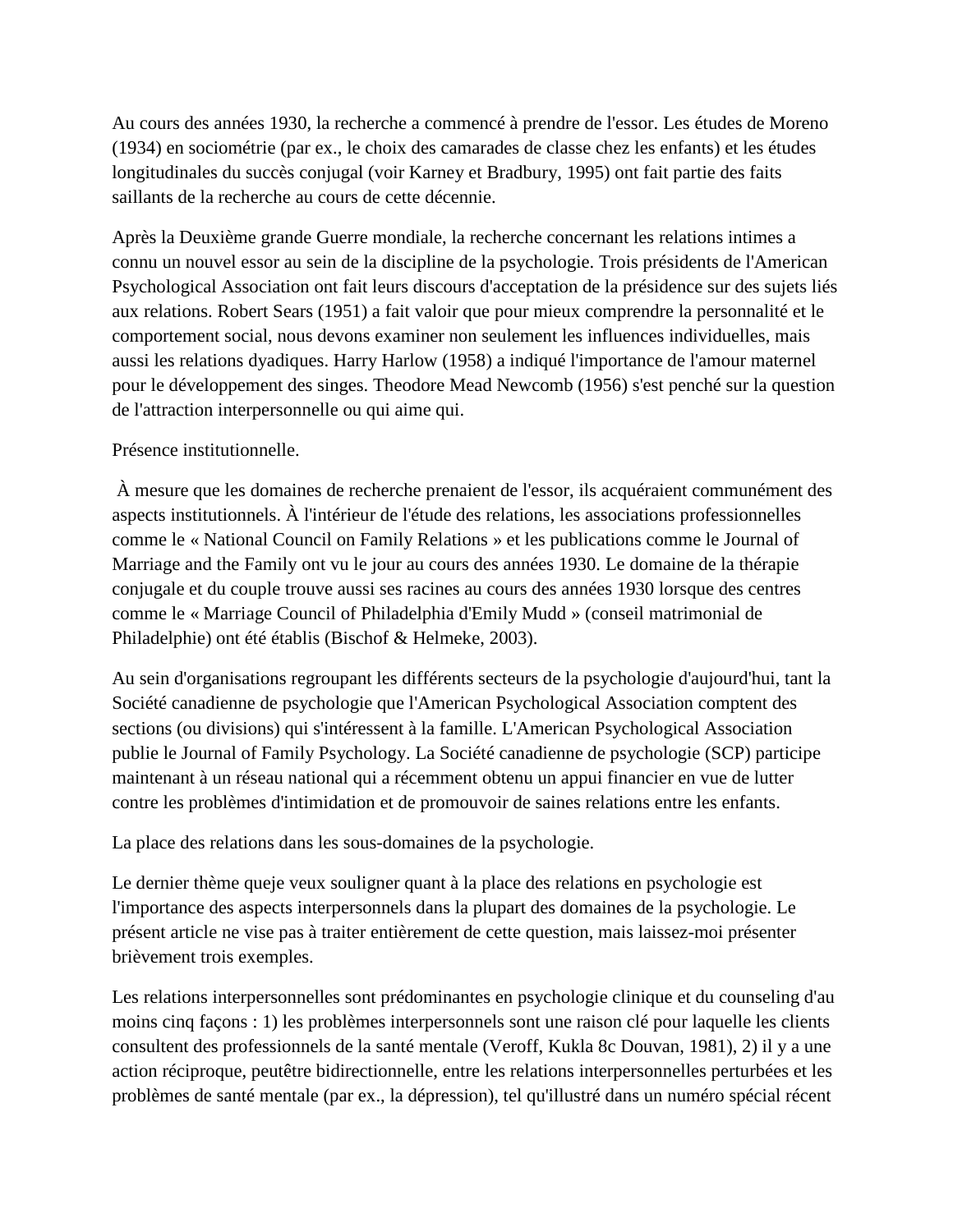Au cours des années 1930, la recherche a commencé à prendre de l'essor. Les études de Moreno (1934) en sociométrie (par ex., le choix des camarades de classe chez les enfants) et les études longitudinales du succès conjugal (voir Karney et Bradbury, 1995) ont fait partie des faits saillants de la recherche au cours de cette décennie.

Après la Deuxième grande Guerre mondiale, la recherche concernant les relations intimes a connu un nouvel essor au sein de la discipline de la psychologie. Trois présidents de l'American Psychological Association ont fait leurs discours d'acceptation de la présidence sur des sujets liés aux relations. Robert Sears (1951) a fait valoir que pour mieux comprendre la personnalité et le comportement social, nous devons examiner non seulement les influences individuelles, mais aussi les relations dyadiques. Harry Harlow (1958) a indiqué l'importance de l'amour maternel pour le développement des singes. Theodore Mead Newcomb (1956) s'est penché sur la question de l'attraction interpersonnelle ou qui aime qui.

Présence institutionnelle.

À mesure que les domaines de recherche prenaient de l'essor, ils acquéraient communément des aspects institutionnels. À l'intérieur de l'étude des relations, les associations professionnelles comme le « National Council on Family Relations » et les publications comme le Journal of Marriage and the Family ont vu le jour au cours des années 1930. Le domaine de la thérapie conjugale et du couple trouve aussi ses racines au cours des années 1930 lorsque des centres comme le « Marriage Council of Philadelphia d'Emily Mudd » (conseil matrimonial de Philadelphie) ont été établis (Bischof & Helmeke, 2003).

Au sein d'organisations regroupant les différents secteurs de la psychologie d'aujourd'hui, tant la Société canadienne de psychologie que l'American Psychological Association comptent des sections (ou divisions) qui s'intéressent à la famille. L'American Psychological Association publie le Journal of Family Psychology. La Société canadienne de psychologie (SCP) participe maintenant à un réseau national qui a récemment obtenu un appui financier en vue de lutter contre les problèmes d'intimidation et de promouvoir de saines relations entre les enfants.

La place des relations dans les sous-domaines de la psychologie.

Le dernier thème queje veux souligner quant à la place des relations en psychologie est l'importance des aspects interpersonnels dans la plupart des domaines de la psychologie. Le présent article ne vise pas à traiter entièrement de cette question, mais laissez-moi présenter brièvement trois exemples.

Les relations interpersonnelles sont prédominantes en psychologie clinique et du counseling d'au moins cinq façons : 1) les problèmes interpersonnels sont une raison clé pour laquelle les clients consultent des professionnels de la santé mentale (Veroff, Kukla 8c Douvan, 1981), 2) il y a une action réciproque, peutêtre bidirectionnelle, entre les relations interpersonnelles perturbées et les problèmes de santé mentale (par ex., la dépression), tel qu'illustré dans un numéro spécial récent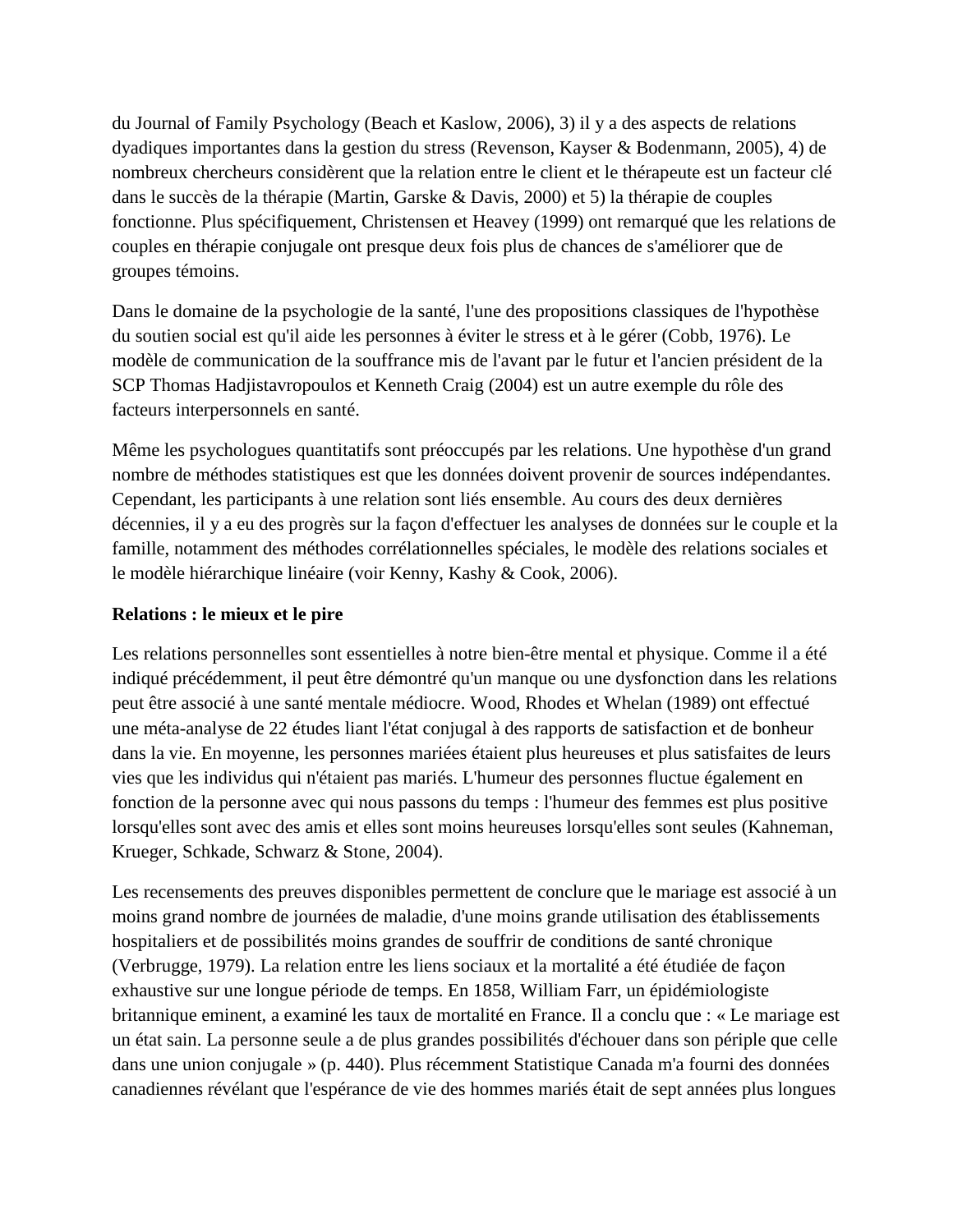du Journal of Family Psychology (Beach et Kaslow, 2006), 3) il y a des aspects de relations dyadiques importantes dans la gestion du stress (Revenson, Kayser & Bodenmann, 2005), 4) de nombreux chercheurs considèrent que la relation entre le client et le thérapeute est un facteur clé dans le succès de la thérapie (Martin, Garske & Davis, 2000) et 5) la thérapie de couples fonctionne. Plus spécifiquement, Christensen et Heavey (1999) ont remarqué que les relations de couples en thérapie conjugale ont presque deux fois plus de chances de s'améliorer que de groupes témoins.

Dans le domaine de la psychologie de la santé, l'une des propositions classiques de l'hypothèse du soutien social est qu'il aide les personnes à éviter le stress et à le gérer (Cobb, 1976). Le modèle de communication de la souffrance mis de l'avant par le futur et l'ancien président de la SCP Thomas Hadjistavropoulos et Kenneth Craig (2004) est un autre exemple du rôle des facteurs interpersonnels en santé.

Même les psychologues quantitatifs sont préoccupés par les relations. Une hypothèse d'un grand nombre de méthodes statistiques est que les données doivent provenir de sources indépendantes. Cependant, les participants à une relation sont liés ensemble. Au cours des deux dernières décennies, il y a eu des progrès sur la façon d'effectuer les analyses de données sur le couple et la famille, notamment des méthodes corrélationnelles spéciales, le modèle des relations sociales et le modèle hiérarchique linéaire (voir Kenny, Kashy & Cook, 2006).

**Relations : le mieux et le pire**

Les relations personnelles sont essentielles à notre bien-être mental et physique. Comme il a été indiqué précédemment, il peut être démontré qu'un manque ou une dysfonction dans les relations peut être associé à une santé mentale médiocre. Wood, Rhodes et Whelan (1989) ont effectué une méta-analyse de 22 études liant l'état conjugal à des rapports de satisfaction et de bonheur dans la vie. En moyenne, les personnes mariées étaient plus heureuses et plus satisfaites de leurs vies que les individus qui n'étaient pas mariés. L'humeur des personnes fluctue également en fonction de la personne avec qui nous passons du temps : l'humeur des femmes est plus positive lorsqu'elles sont avec des amis et elles sont moins heureuses lorsqu'elles sont seules (Kahneman, Krueger, Schkade, Schwarz & Stone, 2004).

Les recensements des preuves disponibles permettent de conclure que le mariage est associé à un moins grand nombre de journées de maladie, d'une moins grande utilisation des établissements hospitaliers et de possibilités moins grandes de souffrir de conditions de santé chronique (Verbrugge, 1979). La relation entre les liens sociaux et la mortalité a été étudiée de façon exhaustive sur une longue période de temps. En 1858, William Farr, un épidémiologiste britannique eminent, a examiné les taux de mortalité en France. Il a conclu que : « Le mariage est un état sain. La personne seule a de plus grandes possibilités d'échouer dans son périple que celle dans une union conjugale » (p. 440). Plus récemment Statistique Canada m'a fourni des données canadiennes révélant que l'espérance de vie des hommes mariés était de sept années plus longues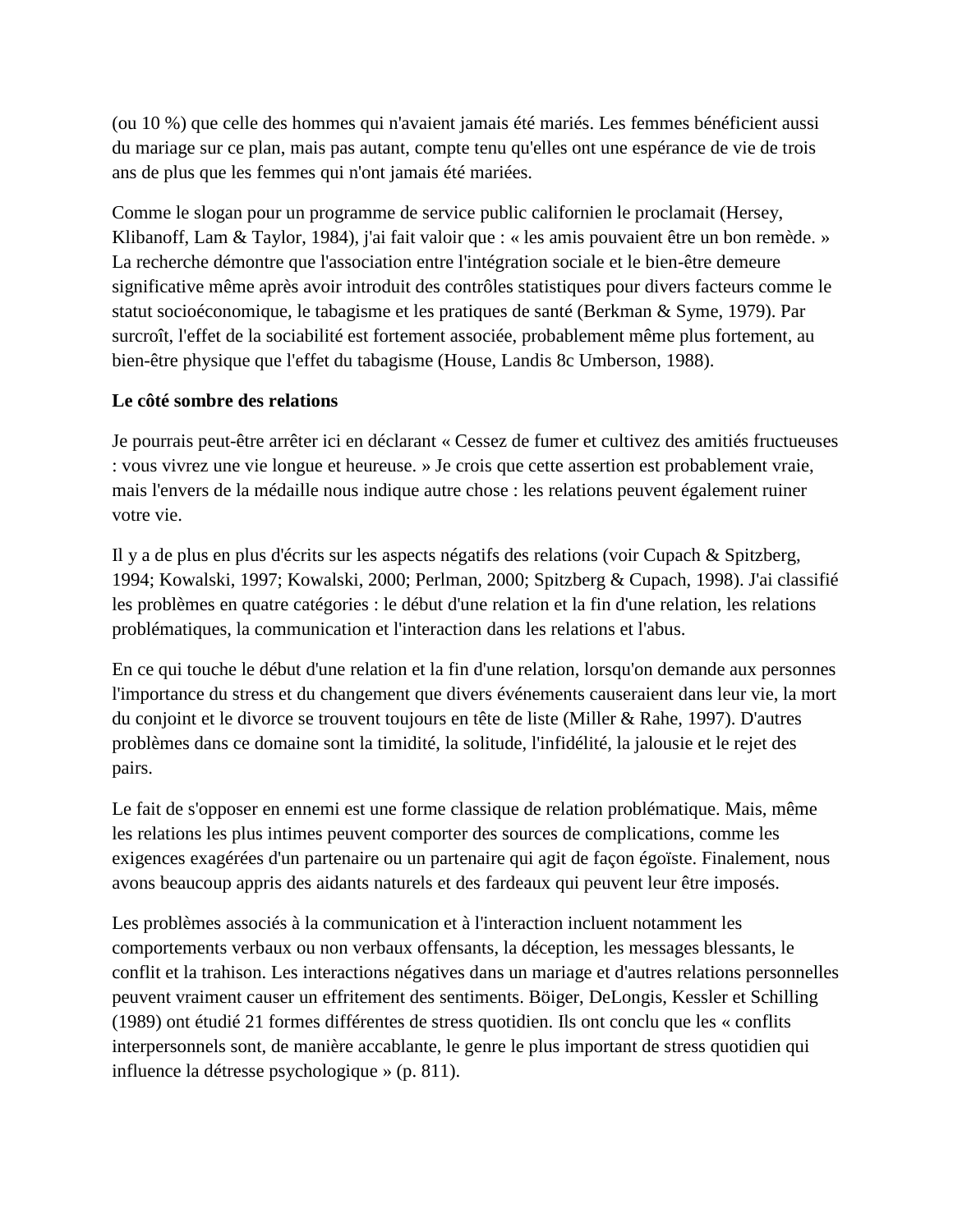(ou 10 %) que celle des hommes qui n'avaient jamais été mariés. Les femmes bénéficient aussi du mariage sur ce plan, mais pas autant, compte tenu qu'elles ont une espérance de vie de trois ans de plus que les femmes qui n'ont jamais été mariées.

Comme le slogan pour un programme de service public californien le proclamait (Hersey, Klibanoff, Lam & Taylor, 1984), j'ai fait valoir que : « les amis pouvaient être un bon remède. » La recherche démontre que l'association entre l'intégration sociale et le bien-être demeure significative même après avoir introduit des contrôles statistiques pour divers facteurs comme le statut socioéconomique, le tabagisme et les pratiques de santé (Berkman & Syme, 1979). Par surcroît, l'effet de la sociabilité est fortement associée, probablement même plus fortement, au bien-être physique que l'effet du tabagisme (House, Landis 8c Umberson, 1988).

**Le côté sombre des relations**

Je pourrais peut-être arrêter ici en déclarant « Cessez de fumer et cultivez des amitiés fructueuses : vous vivrez une vie longue et heureuse. » Je crois que cette assertion est probablement vraie, mais l'envers de la médaille nous indique autre chose : les relations peuvent également ruiner votre vie.

Il y a de plus en plus d'écrits sur les aspects négatifs des relations (voir Cupach & Spitzberg, 1994; Kowalski, 1997; Kowalski, 2000; Perlman, 2000; Spitzberg & Cupach, 1998). J'ai classifié les problèmes en quatre catégories : le début d'une relation et la fin d'une relation, les relations problématiques, la communication et l'interaction dans les relations et l'abus.

En ce qui touche le début d'une relation et la fin d'une relation, lorsqu'on demande aux personnes l'importance du stress et du changement que divers événements causeraient dans leur vie, la mort du conjoint et le divorce se trouvent toujours en tête de liste (Miller & Rahe, 1997). D'autres problèmes dans ce domaine sont la timidité, la solitude, l'infidélité, la jalousie et le rejet des pairs.

Le fait de s'opposer en ennemi est une forme classique de relation problématique. Mais, même les relations les plus intimes peuvent comporter des sources de complications, comme les exigences exagérées d'un partenaire ou un partenaire qui agit de façon égoïste. Finalement, nous avons beaucoup appris des aidants naturels et des fardeaux qui peuvent leur être imposés.

Les problèmes associés à la communication et à l'interaction incluent notamment les comportements verbaux ou non verbaux offensants, la déception, les messages blessants, le conflit et la trahison. Les interactions négatives dans un mariage et d'autres relations personnelles peuvent vraiment causer un effritement des sentiments. Böiger, DeLongis, Kessler et Schilling (1989) ont étudié 21 formes différentes de stress quotidien. Ils ont conclu que les « conflits interpersonnels sont, de manière accablante, le genre le plus important de stress quotidien qui influence la détresse psychologique » (p. 811).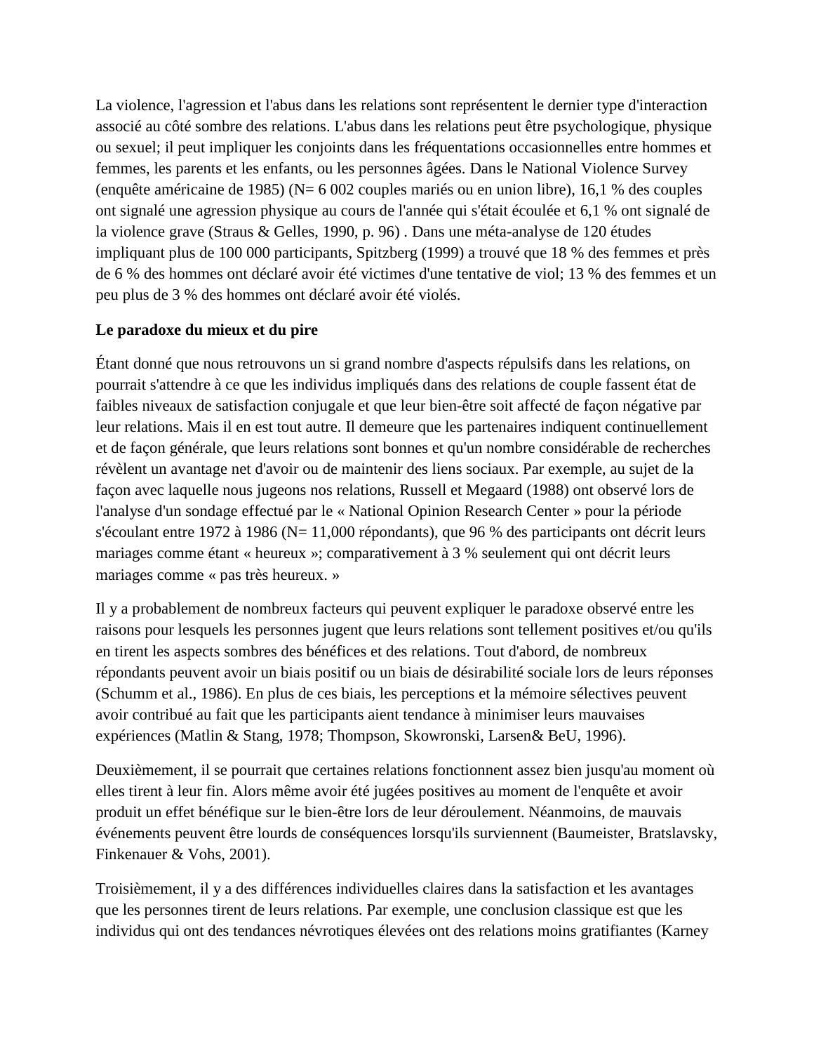La violence, l'agression et l'abus dans les relations sont représentent le dernier type d'interaction associé au côté sombre des relations. L'abus dans les relations peut être psychologique, physique ou sexuel; il peut impliquer les conjoints dans les fréquentations occasionnelles entre hommes et femmes, les parents et les enfants, ou les personnes âgées. Dans le National Violence Survey (enquête américaine de 1985) (N= 6 002 couples mariés ou en union libre), 16,1 % des couples ont signalé une agression physique au cours de l'année qui s'était écoulée et 6,1 % ont signalé de la violence grave (Straus & Gelles, 1990, p. 96) . Dans une méta-analyse de 120 études impliquant plus de 100 000 participants, Spitzberg (1999) a trouvé que 18 % des femmes et près de 6 % des hommes ont déclaré avoir été victimes d'une tentative de viol; 13 % des femmes et un peu plus de 3 % des hommes ont déclaré avoir été violés.

**Le paradoxe du mieux et du pire**

Étant donné que nous retrouvons un si grand nombre d'aspects répulsifs dans les relations, on pourrait s'attendre à ce que les individus impliqués dans des relations de couple fassent état de faibles niveaux de satisfaction conjugale et que leur bien-être soit affecté de façon négative par leur relations. Mais il en est tout autre. Il demeure que les partenaires indiquent continuellement et de façon générale, que leurs relations sont bonnes et qu'un nombre considérable de recherches révèlent un avantage net d'avoir ou de maintenir des liens sociaux. Par exemple, au sujet de la façon avec laquelle nous jugeons nos relations, Russell et Megaard (1988) ont observé lors de l'analyse d'un sondage effectué par le « National Opinion Research Center » pour la période s'écoulant entre 1972 à 1986 (N= 11,000 répondants), que 96 % des participants ont décrit leurs mariages comme étant « heureux »; comparativement à 3 % seulement qui ont décrit leurs mariages comme « pas très heureux. »

Il y a probablement de nombreux facteurs qui peuvent expliquer le paradoxe observé entre les raisons pour lesquels les personnes jugent que leurs relations sont tellement positives et/ou qu'ils en tirent les aspects sombres des bénéfices et des relations. Tout d'abord, de nombreux répondants peuvent avoir un biais positif ou un biais de désirabilité sociale lors de leurs réponses (Schumm et al., 1986). En plus de ces biais, les perceptions et la mémoire sélectives peuvent avoir contribué au fait que les participants aient tendance à minimiser leurs mauvaises expériences (Matlin & Stang, 1978; Thompson, Skowronski, Larsen& BeU, 1996).

Deuxièmement, il se pourrait que certaines relations fonctionnent assez bien jusqu'au moment où elles tirent à leur fin. Alors même avoir été jugées positives au moment de l'enquête et avoir produit un effet bénéfique sur le bien-être lors de leur déroulement. Néanmoins, de mauvais événements peuvent être lourds de conséquences lorsqu'ils surviennent (Baumeister, Bratslavsky, Finkenauer & Vohs, 2001).

Troisièmement, il y a des différences individuelles claires dans la satisfaction et les avantages que les personnes tirent de leurs relations. Par exemple, une conclusion classique est que les individus qui ont des tendances névrotiques élevées ont des relations moins gratifiantes (Karney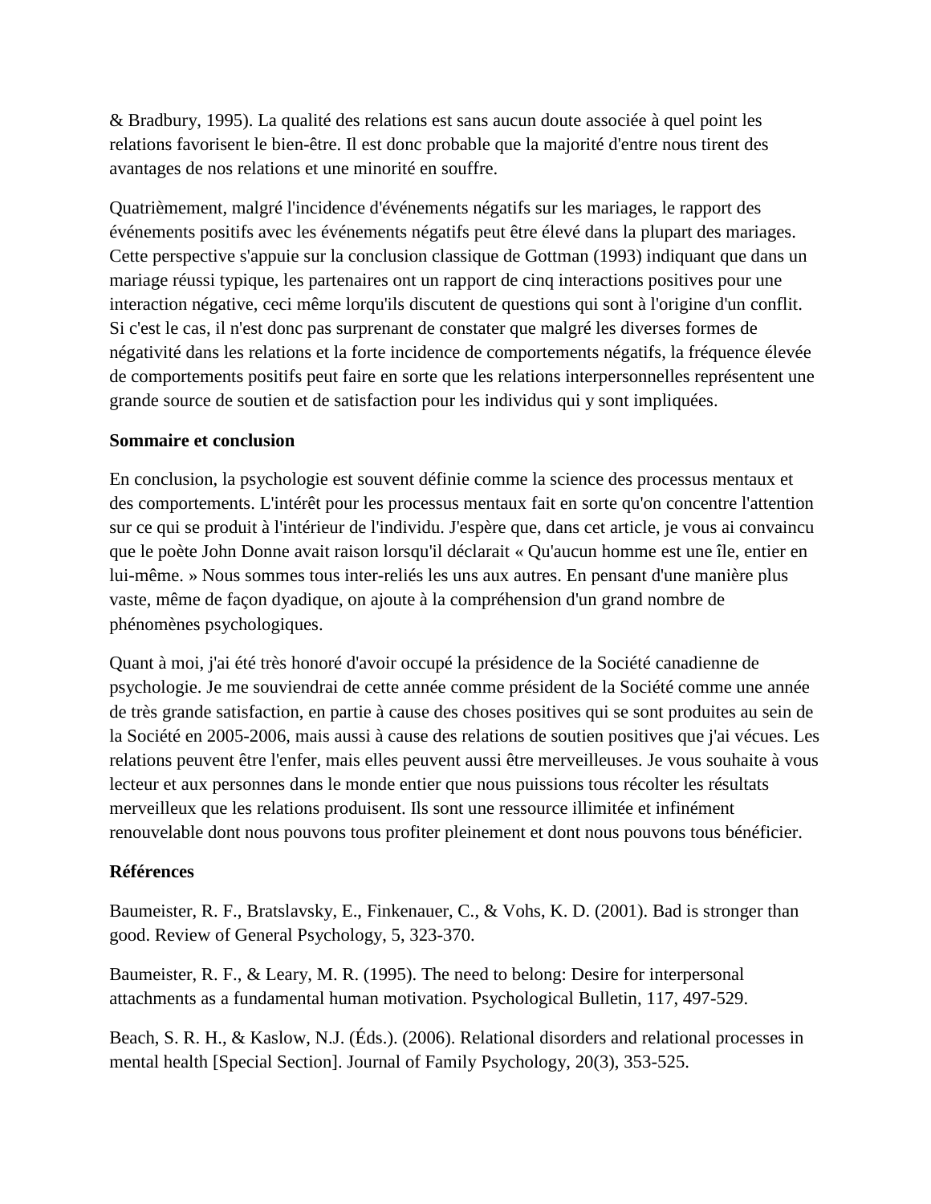& Bradbury, 1995). La qualité des relations est sans aucun doute associée à quel point les relations favorisent le bien-être. Il est donc probable que la majorité d'entre nous tirent des avantages de nos relations et une minorité en souffre.

Quatrièmement, malgré l'incidence d'événements négatifs sur les mariages, le rapport des événements positifs avec les événements négatifs peut être élevé dans la plupart des mariages. Cette perspective s'appuie sur la conclusion classique de Gottman (1993) indiquant que dans un mariage réussi typique, les partenaires ont un rapport de cinq interactions positives pour une interaction négative, ceci même lorqu'ils discutent de questions qui sont à l'origine d'un conflit. Si c'est le cas, il n'est donc pas surprenant de constater que malgré les diverses formes de négativité dans les relations et la forte incidence de comportements négatifs, la fréquence élevée de comportements positifs peut faire en sorte que les relations interpersonnelles représentent une grande source de soutien et de satisfaction pour les individus qui y sont impliquées.

**Sommaire et conclusion**

En conclusion, la psychologie est souvent définie comme la science des processus mentaux et des comportements. L'intérêt pour les processus mentaux fait en sorte qu'on concentre l'attention sur ce qui se produit à l'intérieur de l'individu. J'espère que, dans cet article, je vous ai convaincu que le poète John Donne avait raison lorsqu'il déclarait « Qu'aucun homme est une île, entier en lui-même. » Nous sommes tous inter-reliés les uns aux autres. En pensant d'une manière plus vaste, même de façon dyadique, on ajoute à la compréhension d'un grand nombre de phénomènes psychologiques.

Quant à moi, j'ai été très honoré d'avoir occupé la présidence de la Société canadienne de psychologie. Je me souviendrai de cette année comme président de la Société comme une année de très grande satisfaction, en partie à cause des choses positives qui se sont produites au sein de la Société en 2005-2006, mais aussi à cause des relations de soutien positives que j'ai vécues. Les relations peuvent être l'enfer, mais elles peuvent aussi être merveilleuses. Je vous souhaite à vous lecteur et aux personnes dans le monde entier que nous puissions tous récolter les résultats merveilleux que les relations produisent. Ils sont une ressource illimitée et infinément renouvelable dont nous pouvons tous profiter pleinement et dont nous pouvons tous bénéficier.

**Références**

Baumeister, R. F., Bratslavsky, E., Finkenauer, C., & Vohs, K. D. (2001). Bad is stronger than good. Review of General Psychology, 5, 323-370.

Baumeister, R. F., & Leary, M. R. (1995). The need to belong: Desire for interpersonal attachments as a fundamental human motivation. Psychological Bulletin, 117, 497-529.

Beach, S. R. H., & Kaslow, N.J. (Éds.). (2006). Relational disorders and relational processes in mental health [Special Section]. Journal of Family Psychology, 20(3), 353-525.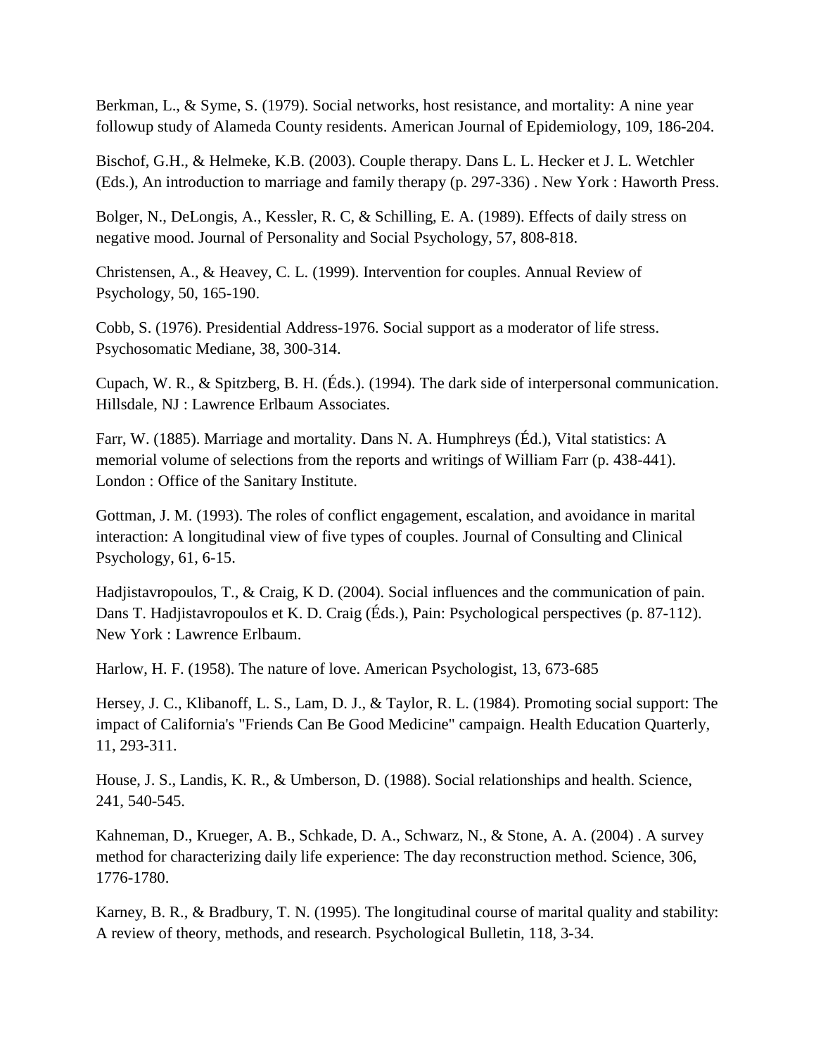Berkman, L., & Syme, S. (1979). Social networks, host resistance, and mortality: A nine year followup study of Alameda County residents. American Journal of Epidemiology, 109, 186-204.

Bischof, G.H., & Helmeke, K.B. (2003). Couple therapy. Dans L. L. Hecker et J. L. Wetchler (Eds.), An introduction to marriage and family therapy (p. 297-336) . New York : Haworth Press.

Bolger, N., DeLongis, A., Kessler, R. C, & Schilling, E. A. (1989). Effects of daily stress on negative mood. Journal of Personality and Social Psychology, 57, 808-818.

Christensen, A., & Heavey, C. L. (1999). Intervention for couples. Annual Review of Psychology, 50, 165-190.

Cobb, S. (1976). Presidential Address-1976. Social support as a moderator of life stress. Psychosomatic Mediane, 38, 300-314.

Cupach, W. R., & Spitzberg, B. H. (Éds.). (1994). The dark side of interpersonal communication. Hillsdale, NJ : Lawrence Erlbaum Associates.

Farr, W. (1885). Marriage and mortality. Dans N. A. Humphreys (Éd.), Vital statistics: A memorial volume of selections from the reports and writings of William Farr (p. 438-441). London : Office of the Sanitary Institute.

Gottman, J. M. (1993). The roles of conflict engagement, escalation, and avoidance in marital interaction: A longitudinal view of five types of couples. Journal of Consulting and Clinical Psychology, 61, 6-15.

Hadjistavropoulos, T., & Craig, K D. (2004). Social influences and the communication of pain. Dans T. Hadjistavropoulos et K. D. Craig (Éds.), Pain: Psychological perspectives (p. 87-112). New York : Lawrence Erlbaum.

Harlow, H. F. (1958). The nature of love. American Psychologist, 13, 673-685

Hersey, J. C., Klibanoff, L. S., Lam, D. J., & Taylor, R. L. (1984). Promoting social support: The impact of California's "Friends Can Be Good Medicine" campaign. Health Education Quarterly, 11, 293-311.

House, J. S., Landis, K. R., & Umberson, D. (1988). Social relationships and health. Science, 241, 540-545.

Kahneman, D., Krueger, A. B., Schkade, D. A., Schwarz, N., & Stone, A. A. (2004) . A survey method for characterizing daily life experience: The day reconstruction method. Science, 306, 1776-1780.

Karney, B. R., & Bradbury, T. N. (1995). The longitudinal course of marital quality and stability: A review of theory, methods, and research. Psychological Bulletin, 118, 3-34.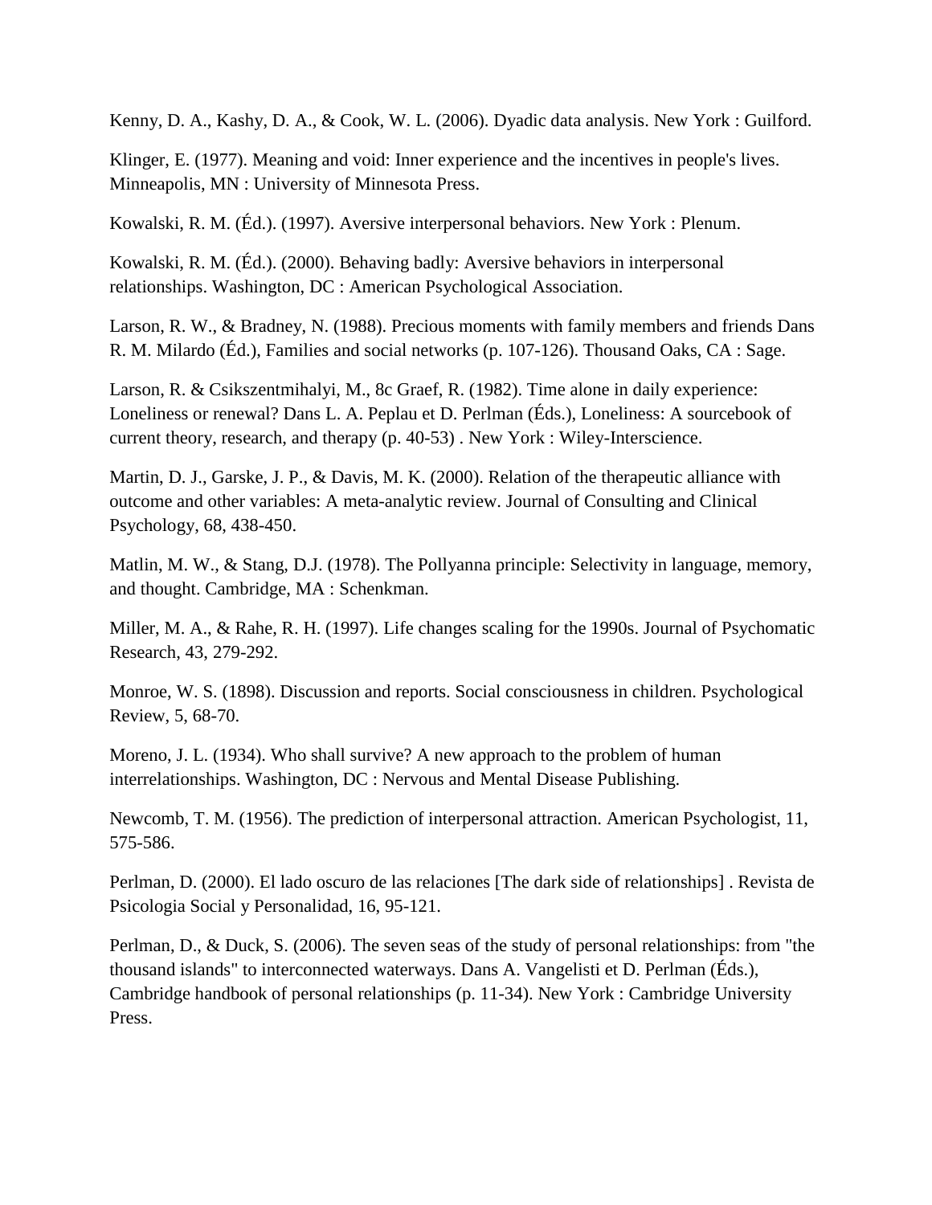Kenny, D. A., Kashy, D. A., & Cook, W. L. (2006). Dyadic data analysis. New York : Guilford.

Klinger, E. (1977). Meaning and void: Inner experience and the incentives in people's lives. Minneapolis, MN : University of Minnesota Press.

Kowalski, R. M. (Éd.). (1997). Aversive interpersonal behaviors. New York : Plenum.

Kowalski, R. M. (Éd.). (2000). Behaving badly: Aversive behaviors in interpersonal relationships. Washington, DC : American Psychological Association.

Larson, R. W., & Bradney, N. (1988). Precious moments with family members and friends Dans R. M. Milardo (Éd.), Families and social networks (p. 107-126). Thousand Oaks, CA : Sage.

Larson, R. & Csikszentmihalyi, M., 8c Graef, R. (1982). Time alone in daily experience: Loneliness or renewal? Dans L. A. Peplau et D. Perlman (Éds.), Loneliness: A sourcebook of current theory, research, and therapy (p. 40-53) . New York : Wiley-Interscience.

Martin, D. J., Garske, J. P., & Davis, M. K. (2000). Relation of the therapeutic alliance with outcome and other variables: A meta-analytic review. Journal of Consulting and Clinical Psychology, 68, 438-450.

Matlin, M. W., & Stang, D.J. (1978). The Pollyanna principle: Selectivity in language, memory, and thought. Cambridge, MA : Schenkman.

Miller, M. A., & Rahe, R. H. (1997). Life changes scaling for the 1990s. Journal of Psychomatic Research, 43, 279-292.

Monroe, W. S. (1898). Discussion and reports. Social consciousness in children. Psychological Review, 5, 68-70.

Moreno, J. L. (1934). Who shall survive? A new approach to the problem of human interrelationships. Washington, DC : Nervous and Mental Disease Publishing.

Newcomb, T. M. (1956). The prediction of interpersonal attraction. American Psychologist, 11, 575-586.

Perlman, D. (2000). El lado oscuro de las relaciones [The dark side of relationships] . Revista de Psicologia Social y Personalidad, 16, 95-121.

Perlman, D., & Duck, S. (2006). The seven seas of the study of personal relationships: from "the thousand islands" to interconnected waterways. Dans A. Vangelisti et D. Perlman (Éds.), Cambridge handbook of personal relationships (p. 11-34). New York : Cambridge University Press.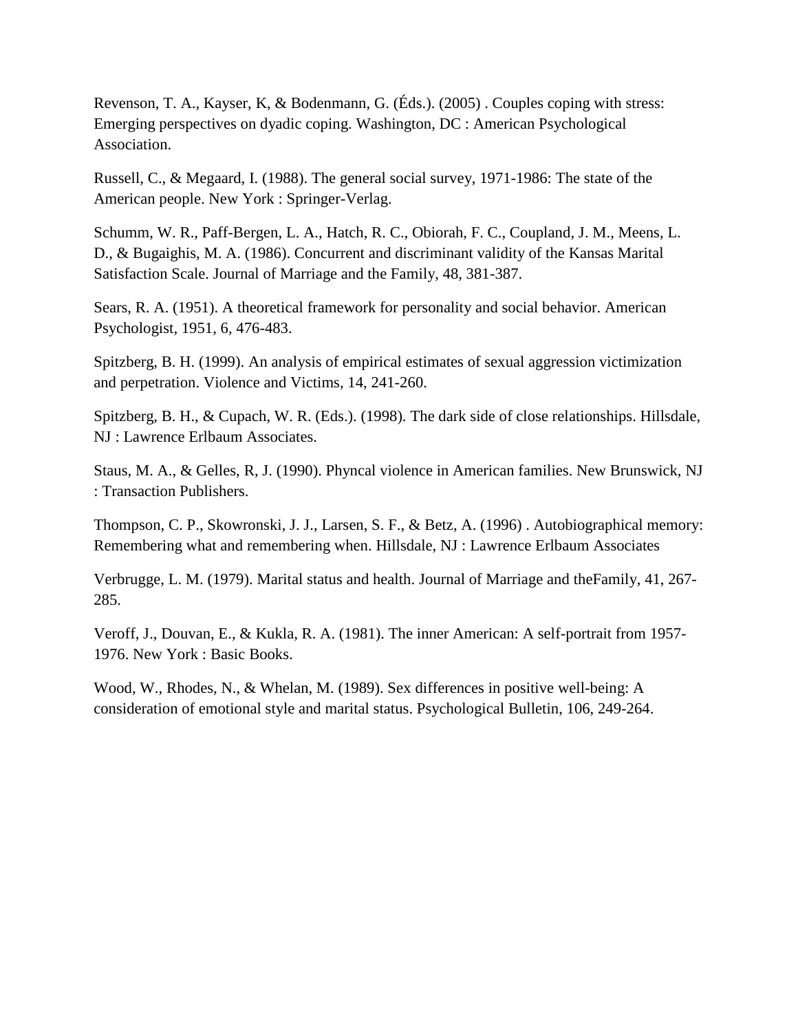Revenson, T. A., Kayser, K, & Bodenmann, G. (Éds.). (2005) . Couples coping with stress: Emerging perspectives on dyadic coping. Washington, DC : American Psychological Association.

Russell, C., & Megaard, I. (1988). The general social survey, 1971-1986: The state of the American people. New York : Springer-Verlag.

Schumm, W. R., Paff-Bergen, L. A., Hatch, R. C., Obiorah, F. C., Coupland, J. M., Meens, L. D., & Bugaighis, M. A. (1986). Concurrent and discriminant validity of the Kansas Marital Satisfaction Scale. Journal of Marriage and the Family, 48, 381-387.

Sears, R. A. (1951). A theoretical framework for personality and social behavior. American Psychologist, 1951, 6, 476-483.

Spitzberg, B. H. (1999). An analysis of empirical estimates of sexual aggression victimization and perpetration. Violence and Victims, 14, 241-260.

Spitzberg, B. H., & Cupach, W. R. (Eds.). (1998). The dark side of close relationships. Hillsdale, NJ : Lawrence Erlbaum Associates.

Staus, M. A., & Gelles, R, J. (1990). Phyncal violence in American families. New Brunswick, NJ : Transaction Publishers.

Thompson, C. P., Skowronski, J. J., Larsen, S. F., & Betz, A. (1996) . Autobiographical memory: Remembering what and remembering when. Hillsdale, NJ : Lawrence Erlbaum Associates

Verbrugge, L. M. (1979). Marital status and health. Journal of Marriage and theFamily, 41, 267-285.

Veroff, J., Douvan, E., & Kukla, R. A. (1981). The inner American: A self-portrait from 1957-1976. New York : Basic Books.

Wood, W., Rhodes, N., & Whelan, M. (1989). Sex differences in positive well-being: A consideration of emotional style and marital status. Psychological Bulletin, 106, 249-264.